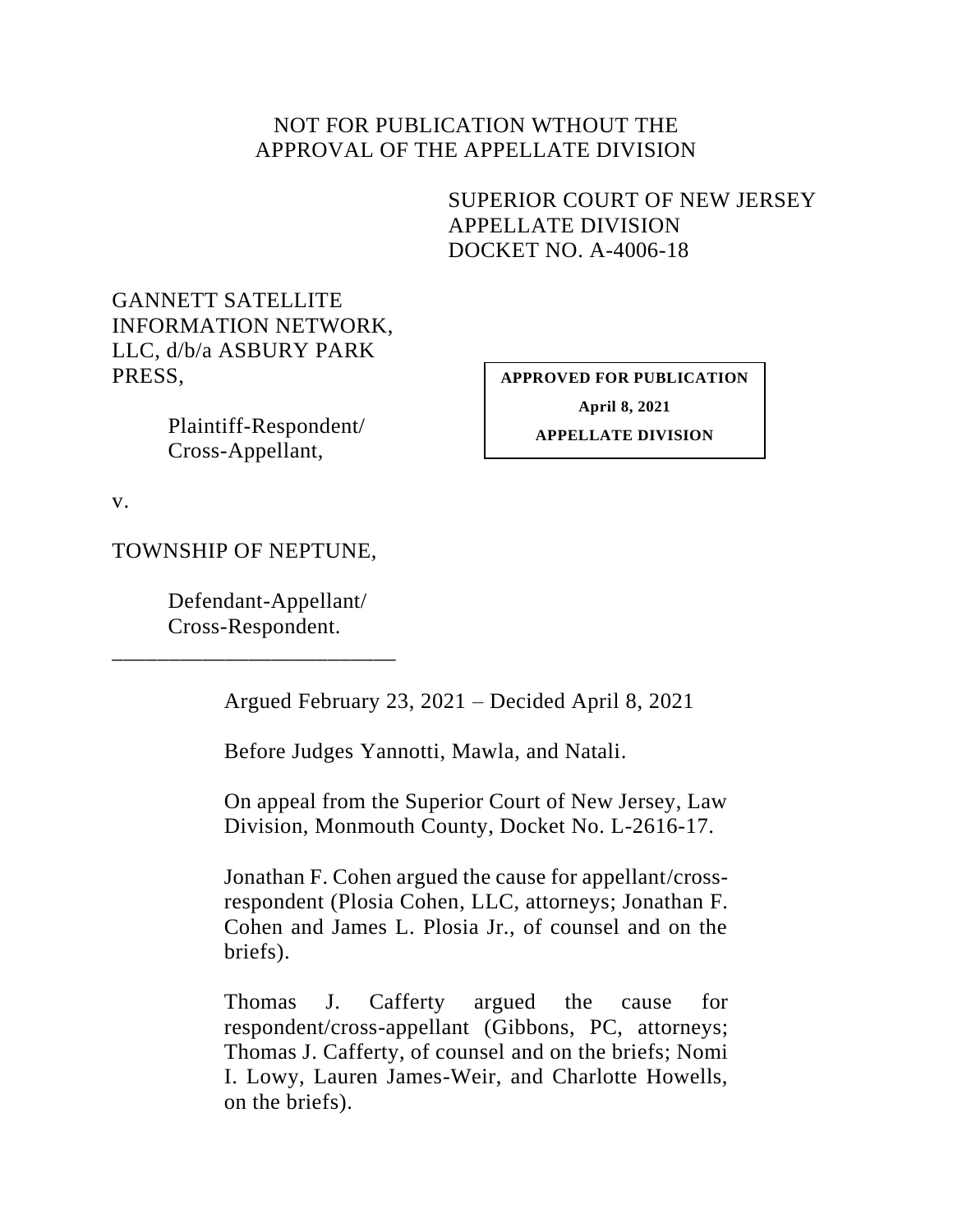NOT FOR PUBLICATION WTHOUT THE
APPROVAL OF THE APPELLATE DIVISION

SUPERIOR COURT OF NEW JERSEY
APPELLATE DIVISION
DOCKET NO. A-4006-18

GANNETT SATELLITE INFORMATION NETWORK, LLC, d/b/a ASBURY PARK PRESS,

Plaintiff-Respondent/
Cross-Appellant,

**APPROVED FOR PUBLICATION**

**April 8, 2021**

**APPELLATE DIVISION**

v.

TOWNSHIP OF NEPTUNE,

Defendant-Appellant/
Cross-Respondent.

_________________________

Argued February 23, 2021 – Decided April 8, 2021

Before Judges Yannotti, Mawla, and Natali.

On appeal from the Superior Court of New Jersey, Law Division, Monmouth County, Docket No. L-2616-17.

Jonathan F. Cohen argued the cause for appellant/cross-respondent (Plosia Cohen, LLC, attorneys; Jonathan F. Cohen and James L. Plosia Jr., of counsel and on the briefs).

Thomas J. Cafferty argued the cause for respondent/cross-appellant (Gibbons, PC, attorneys; Thomas J. Cafferty, of counsel and on the briefs; Nomi I. Lowy, Lauren James-Weir, and Charlotte Howells, on the briefs).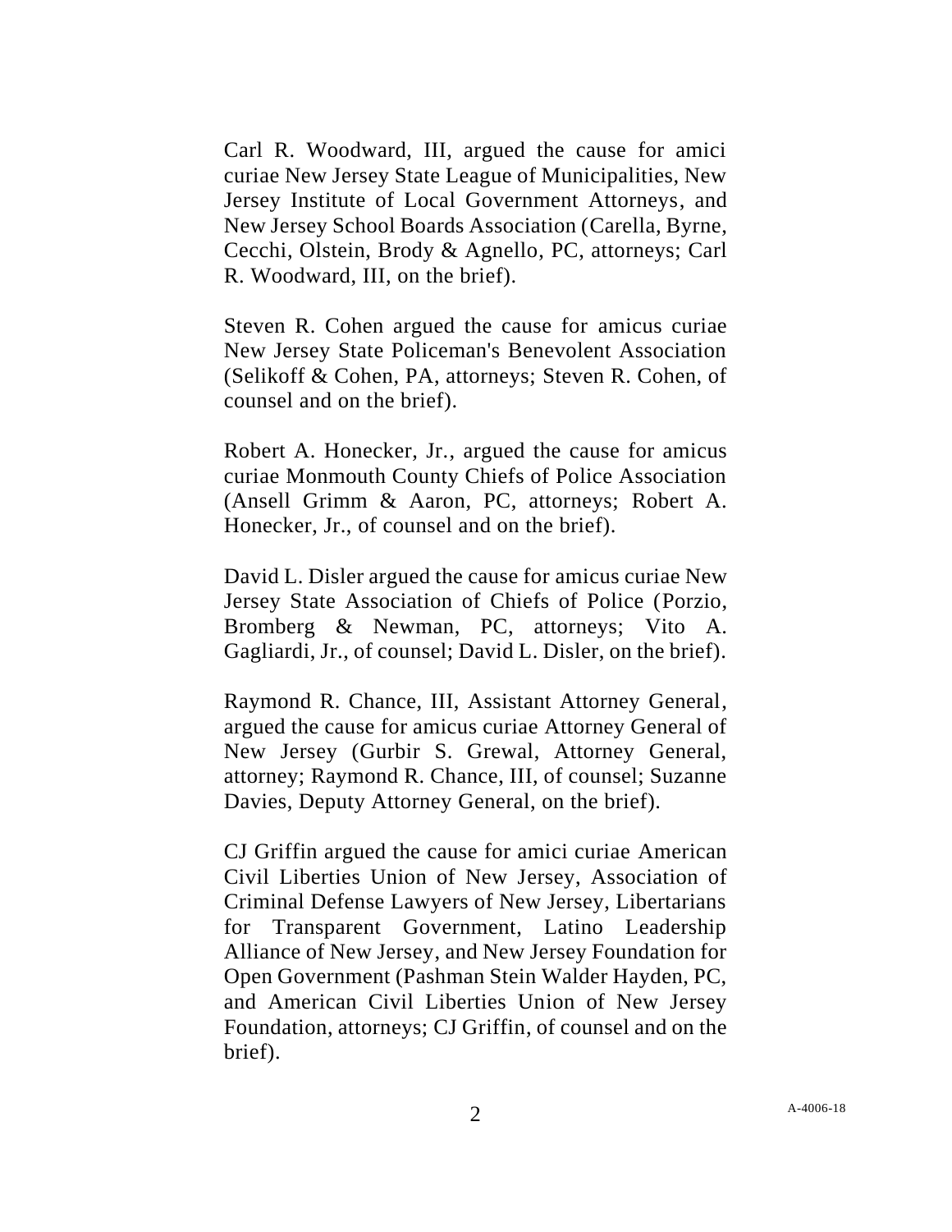Carl R. Woodward, III, argued the cause for amici curiae New Jersey State League of Municipalities, New Jersey Institute of Local Government Attorneys, and New Jersey School Boards Association (Carella, Byrne, Cecchi, Olstein, Brody & Agnello, PC, attorneys; Carl R. Woodward, III, on the brief).

Steven R. Cohen argued the cause for amicus curiae New Jersey State Policeman's Benevolent Association (Selikoff & Cohen, PA, attorneys; Steven R. Cohen, of counsel and on the brief).

Robert A. Honecker, Jr., argued the cause for amicus curiae Monmouth County Chiefs of Police Association (Ansell Grimm & Aaron, PC, attorneys; Robert A. Honecker, Jr., of counsel and on the brief).

David L. Disler argued the cause for amicus curiae New Jersey State Association of Chiefs of Police (Porzio, Bromberg & Newman, PC, attorneys; Vito A. Gagliardi, Jr., of counsel; David L. Disler, on the brief).

Raymond R. Chance, III, Assistant Attorney General, argued the cause for amicus curiae Attorney General of New Jersey (Gurbir S. Grewal, Attorney General, attorney; Raymond R. Chance, III, of counsel; Suzanne Davies, Deputy Attorney General, on the brief).

CJ Griffin argued the cause for amici curiae American Civil Liberties Union of New Jersey, Association of Criminal Defense Lawyers of New Jersey, Libertarians for Transparent Government, Latino Leadership Alliance of New Jersey, and New Jersey Foundation for Open Government (Pashman Stein Walder Hayden, PC, and American Civil Liberties Union of New Jersey Foundation, attorneys; CJ Griffin, of counsel and on the brief).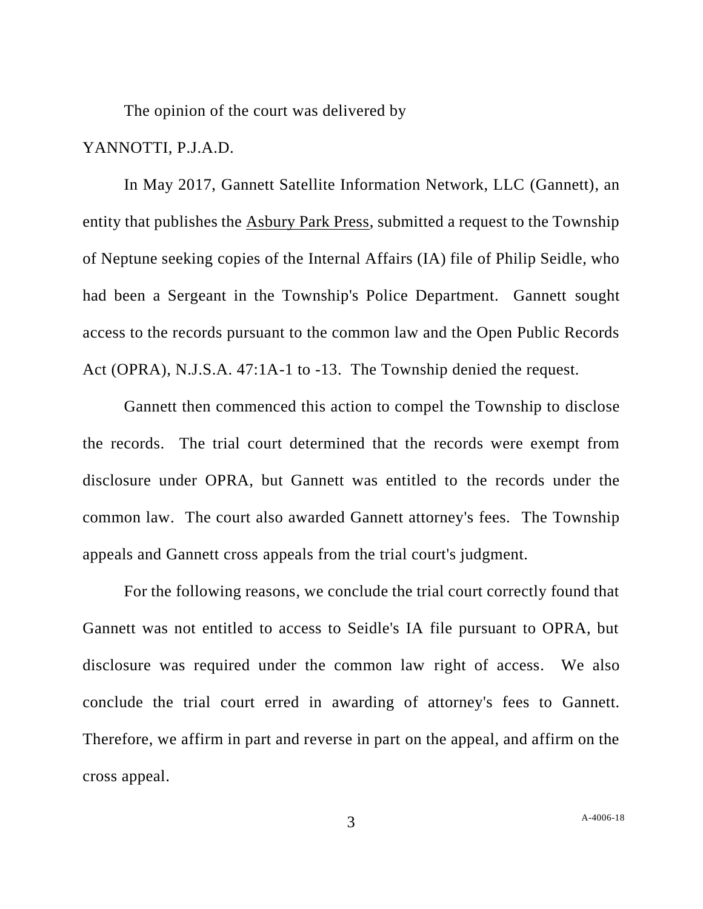The opinion of the court was delivered by

YANNOTTI, P.J.A.D.

In May 2017, Gannett Satellite Information Network, LLC (Gannett), an entity that publishes the Asbury Park Press, submitted a request to the Township of Neptune seeking copies of the Internal Affairs (IA) file of Philip Seidle, who had been a Sergeant in the Township's Police Department. Gannett sought access to the records pursuant to the common law and the Open Public Records Act (OPRA), N.J.S.A. 47:1A-1 to -13. The Township denied the request.

Gannett then commenced this action to compel the Township to disclose the records. The trial court determined that the records were exempt from disclosure under OPRA, but Gannett was entitled to the records under the common law. The court also awarded Gannett attorney's fees. The Township appeals and Gannett cross appeals from the trial court's judgment.

For the following reasons, we conclude the trial court correctly found that Gannett was not entitled to access to Seidle's IA file pursuant to OPRA, but disclosure was required under the common law right of access. We also conclude the trial court erred in awarding of attorney's fees to Gannett. Therefore, we affirm in part and reverse in part on the appeal, and affirm on the cross appeal.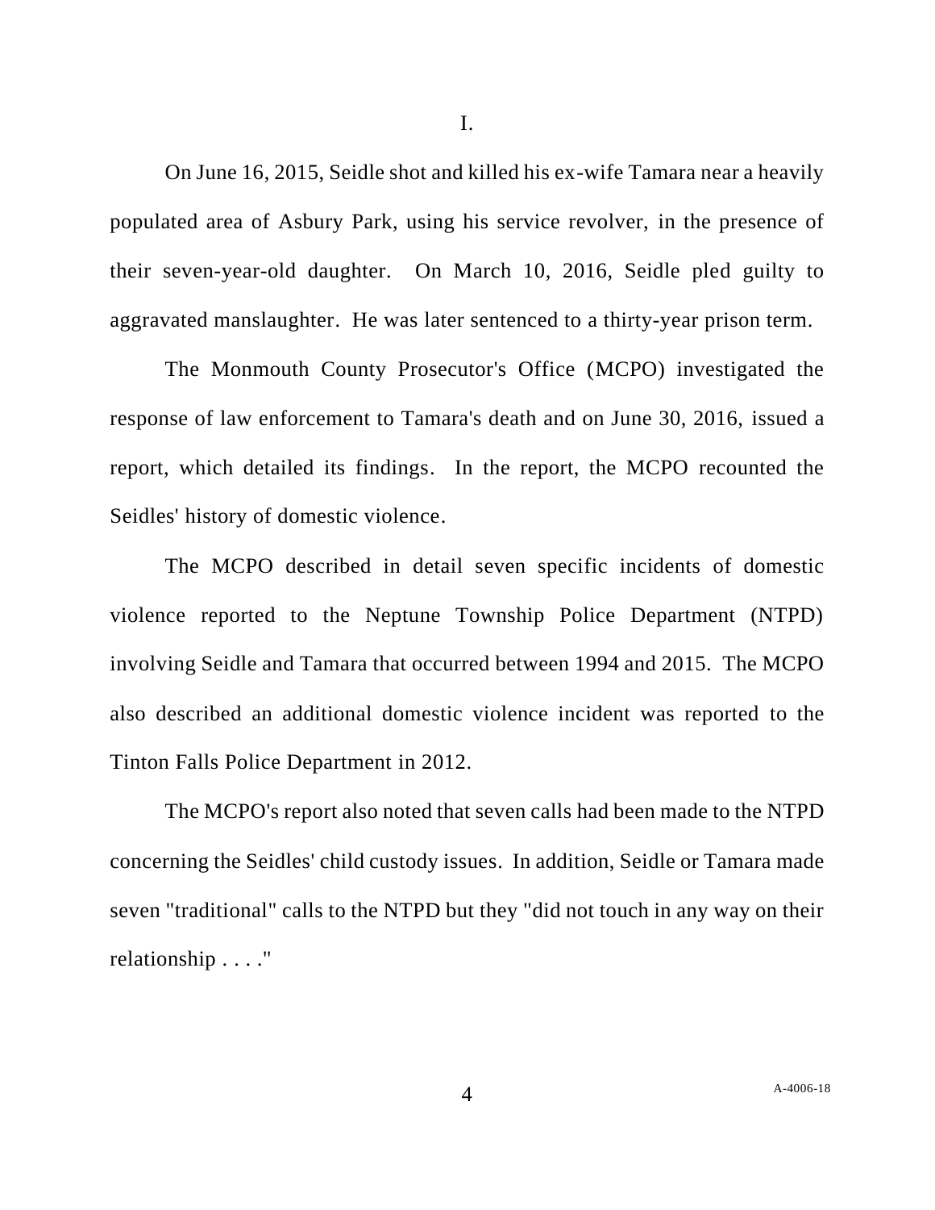I.

On June 16, 2015, Seidle shot and killed his ex-wife Tamara near a heavily populated area of Asbury Park, using his service revolver, in the presence of their seven-year-old daughter. On March 10, 2016, Seidle pled guilty to aggravated manslaughter. He was later sentenced to a thirty-year prison term.

The Monmouth County Prosecutor's Office (MCPO) investigated the response of law enforcement to Tamara's death and on June 30, 2016, issued a report, which detailed its findings. In the report, the MCPO recounted the Seidles' history of domestic violence.

The MCPO described in detail seven specific incidents of domestic violence reported to the Neptune Township Police Department (NTPD) involving Seidle and Tamara that occurred between 1994 and 2015. The MCPO also described an additional domestic violence incident was reported to the Tinton Falls Police Department in 2012.

The MCPO's report also noted that seven calls had been made to the NTPD concerning the Seidles' child custody issues. In addition, Seidle or Tamara made seven "traditional" calls to the NTPD but they "did not touch in any way on their relationship . . . ."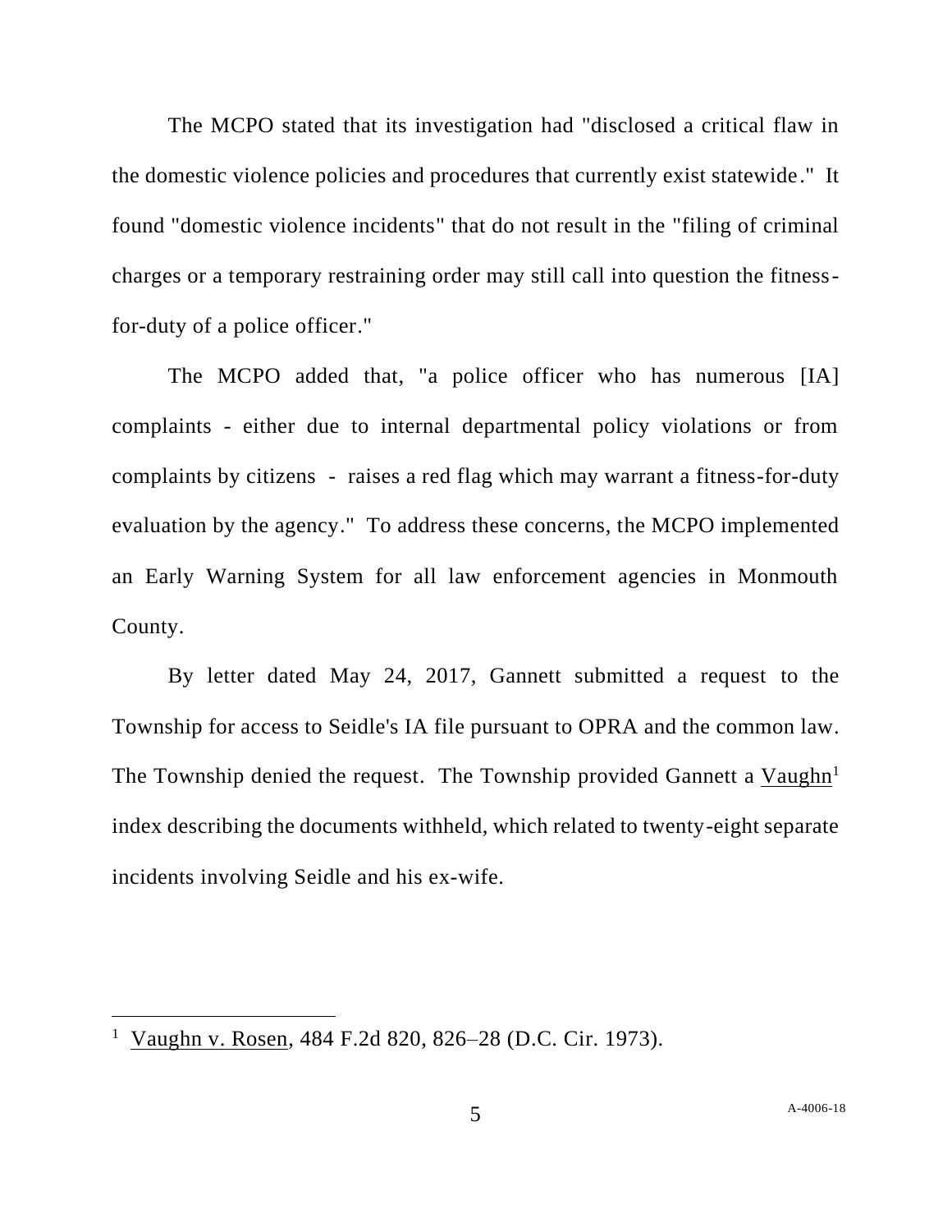The MCPO stated that its investigation had "disclosed a critical flaw in the domestic violence policies and procedures that currently exist statewide." It found "domestic violence incidents" that do not result in the "filing of criminal charges or a temporary restraining order may still call into question the fitness-for-duty of a police officer."

The MCPO added that, "a police officer who has numerous [IA] complaints - either due to internal departmental policy violations or from complaints by citizens - raises a red flag which may warrant a fitness-for-duty evaluation by the agency." To address these concerns, the MCPO implemented an Early Warning System for all law enforcement agencies in Monmouth County.

By letter dated May 24, 2017, Gannett submitted a request to the Township for access to Seidle's IA file pursuant to OPRA and the common law. The Township denied the request. The Township provided Gannett a Vaughn[1] index describing the documents withheld, which related to twenty-eight separate incidents involving Seidle and his ex-wife.

---

[1] Vaughn v. Rosen, 484 F.2d 820, 826–28 (D.C. Cir. 1973).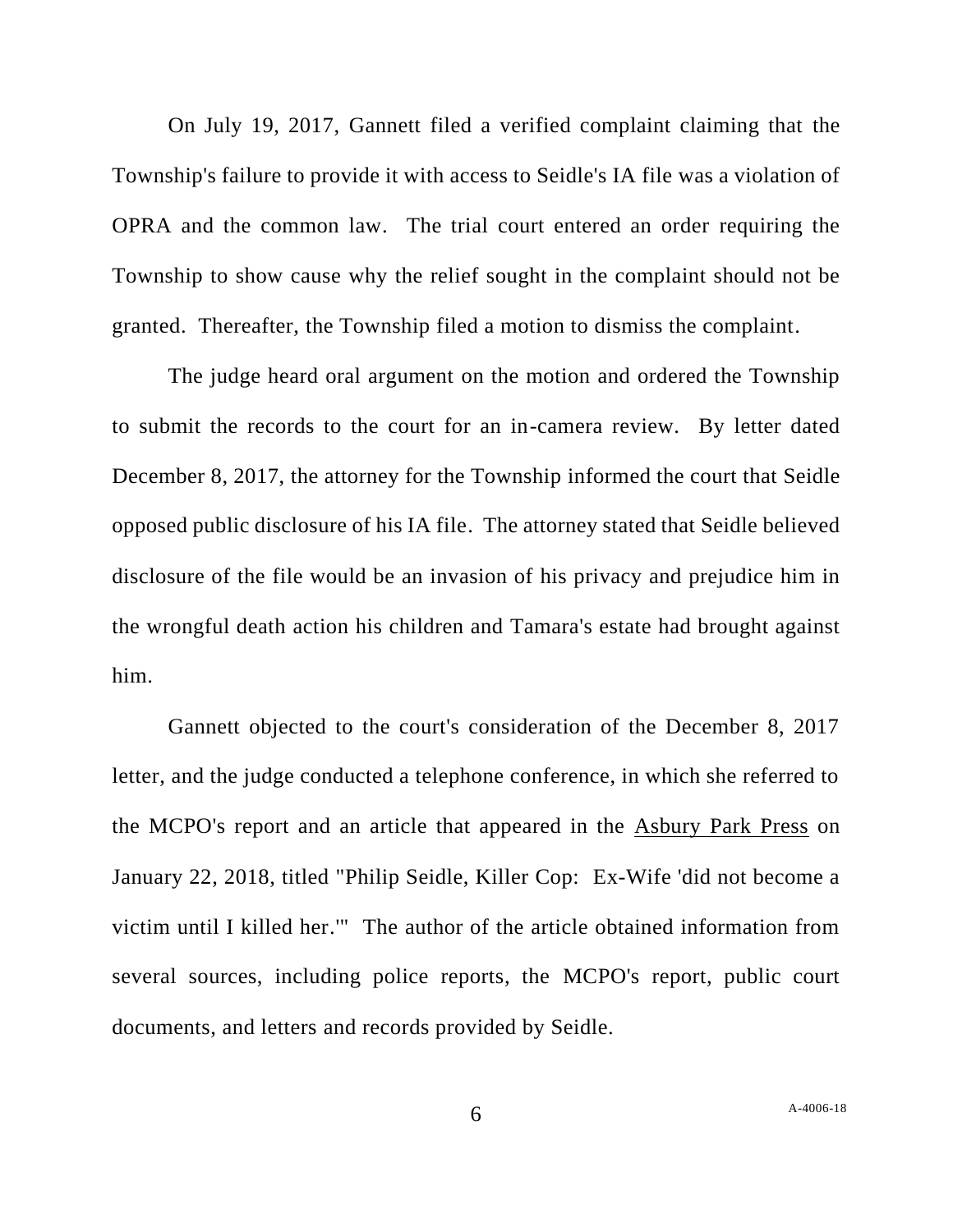On July 19, 2017, Gannett filed a verified complaint claiming that the Township's failure to provide it with access to Seidle's IA file was a violation of OPRA and the common law. The trial court entered an order requiring the Township to show cause why the relief sought in the complaint should not be granted. Thereafter, the Township filed a motion to dismiss the complaint.

The judge heard oral argument on the motion and ordered the Township to submit the records to the court for an in-camera review. By letter dated December 8, 2017, the attorney for the Township informed the court that Seidle opposed public disclosure of his IA file. The attorney stated that Seidle believed disclosure of the file would be an invasion of his privacy and prejudice him in the wrongful death action his children and Tamara's estate had brought against him.

Gannett objected to the court's consideration of the December 8, 2017 letter, and the judge conducted a telephone conference, in which she referred to the MCPO's report and an article that appeared in the Asbury Park Press on January 22, 2018, titled "Philip Seidle, Killer Cop: Ex-Wife 'did not become a victim until I killed her.'" The author of the article obtained information from several sources, including police reports, the MCPO's report, public court documents, and letters and records provided by Seidle.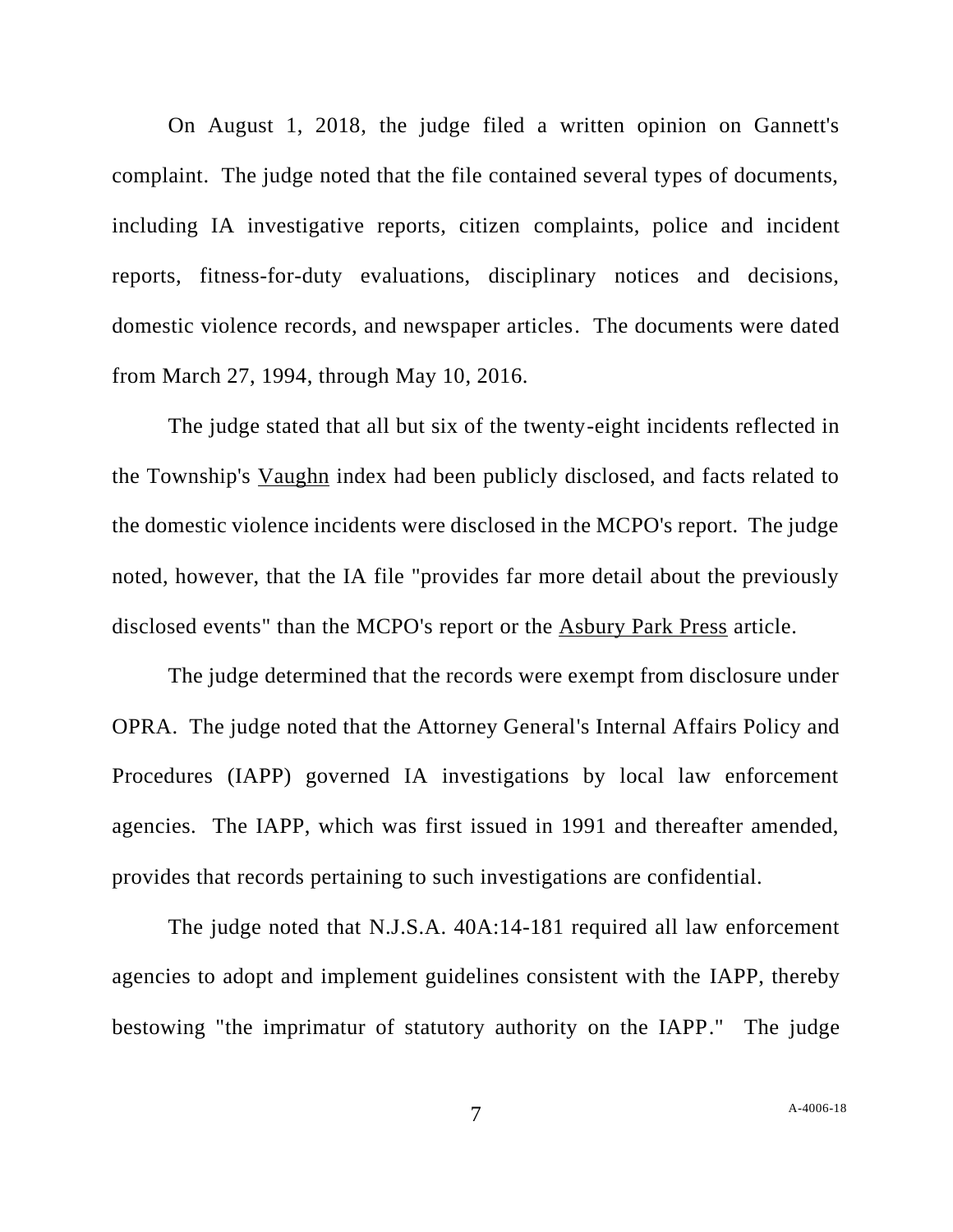On August 1, 2018, the judge filed a written opinion on Gannett's complaint. The judge noted that the file contained several types of documents, including IA investigative reports, citizen complaints, police and incident reports, fitness-for-duty evaluations, disciplinary notices and decisions, domestic violence records, and newspaper articles. The documents were dated from March 27, 1994, through May 10, 2016.

The judge stated that all but six of the twenty-eight incidents reflected in the Township's Vaughn index had been publicly disclosed, and facts related to the domestic violence incidents were disclosed in the MCPO's report. The judge noted, however, that the IA file "provides far more detail about the previously disclosed events" than the MCPO's report or the Asbury Park Press article.

The judge determined that the records were exempt from disclosure under OPRA. The judge noted that the Attorney General's Internal Affairs Policy and Procedures (IAPP) governed IA investigations by local law enforcement agencies. The IAPP, which was first issued in 1991 and thereafter amended, provides that records pertaining to such investigations are confidential.

The judge noted that N.J.S.A. 40A:14-181 required all law enforcement agencies to adopt and implement guidelines consistent with the IAPP, thereby bestowing "the imprimatur of statutory authority on the IAPP." The judge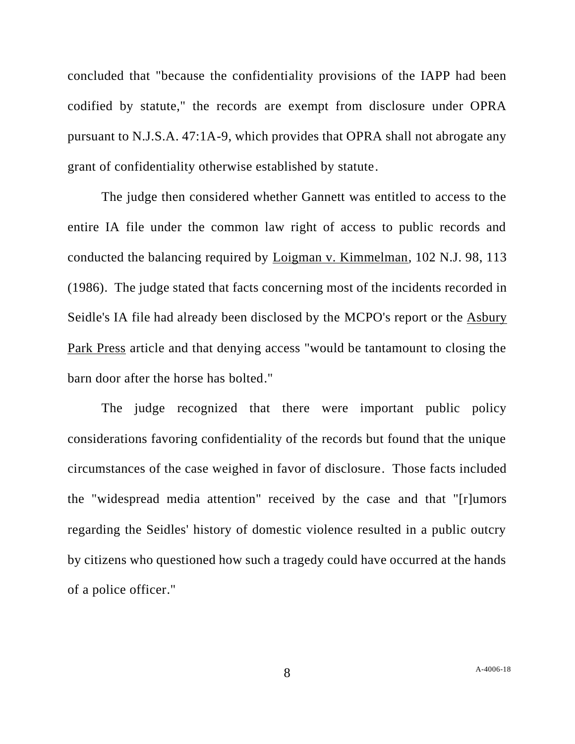concluded that "because the confidentiality provisions of the IAPP had been codified by statute," the records are exempt from disclosure under OPRA pursuant to N.J.S.A. 47:1A-9, which provides that OPRA shall not abrogate any grant of confidentiality otherwise established by statute.

The judge then considered whether Gannett was entitled to access to the entire IA file under the common law right of access to public records and conducted the balancing required by Loigman v. Kimmelman, 102 N.J. 98, 113 (1986). The judge stated that facts concerning most of the incidents recorded in Seidle's IA file had already been disclosed by the MCPO's report or the Asbury Park Press article and that denying access "would be tantamount to closing the barn door after the horse has bolted."

The judge recognized that there were important public policy considerations favoring confidentiality of the records but found that the unique circumstances of the case weighed in favor of disclosure. Those facts included the "widespread media attention" received by the case and that "[r]umors regarding the Seidles' history of domestic violence resulted in a public outcry by citizens who questioned how such a tragedy could have occurred at the hands of a police officer."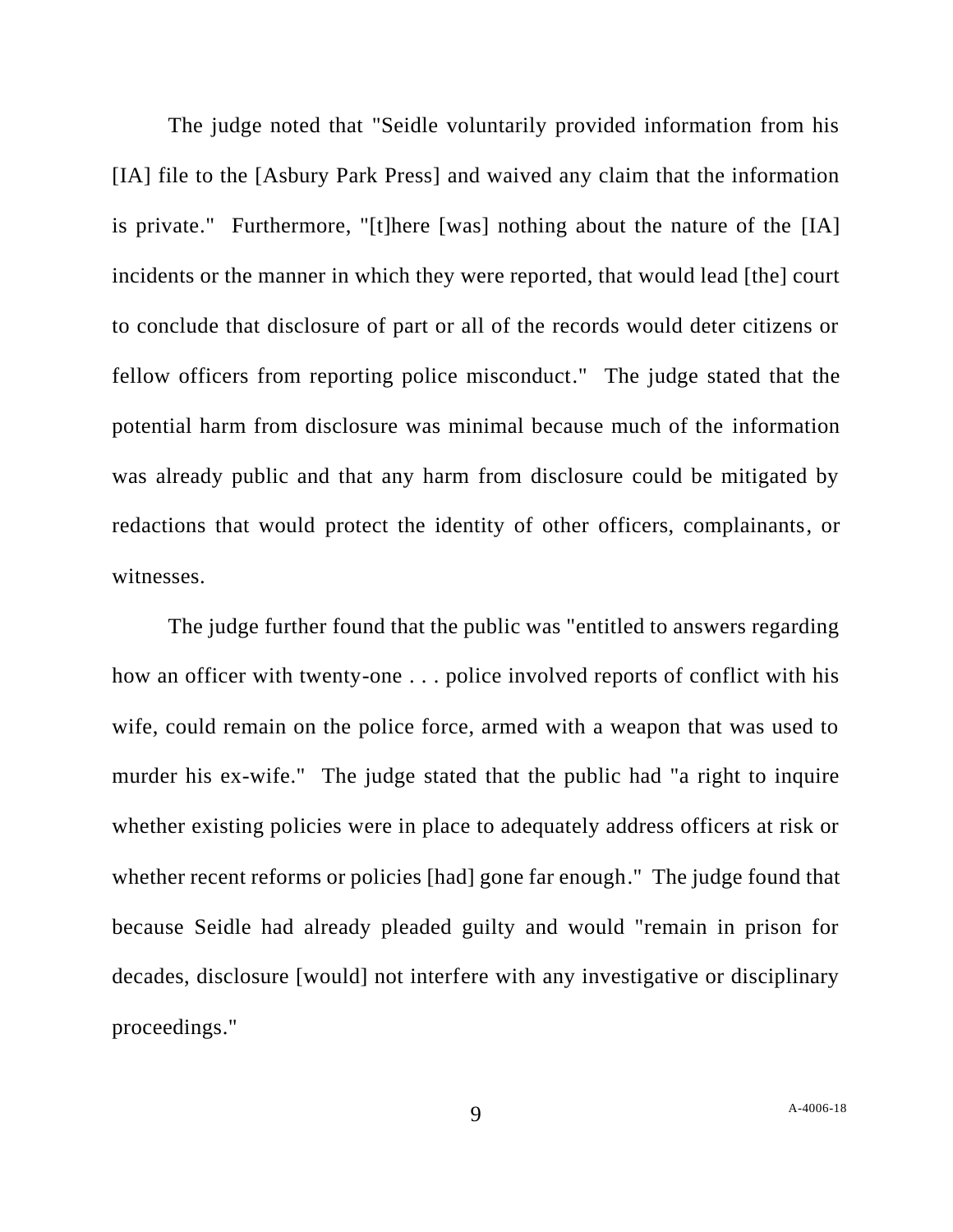The judge noted that "Seidle voluntarily provided information from his [IA] file to the [Asbury Park Press] and waived any claim that the information is private." Furthermore, "[t]here [was] nothing about the nature of the [IA] incidents or the manner in which they were reported, that would lead [the] court to conclude that disclosure of part or all of the records would deter citizens or fellow officers from reporting police misconduct." The judge stated that the potential harm from disclosure was minimal because much of the information was already public and that any harm from disclosure could be mitigated by redactions that would protect the identity of other officers, complainants, or witnesses.

The judge further found that the public was "entitled to answers regarding how an officer with twenty-one . . . police involved reports of conflict with his wife, could remain on the police force, armed with a weapon that was used to murder his ex-wife." The judge stated that the public had "a right to inquire whether existing policies were in place to adequately address officers at risk or whether recent reforms or policies [had] gone far enough." The judge found that because Seidle had already pleaded guilty and would "remain in prison for decades, disclosure [would] not interfere with any investigative or disciplinary proceedings."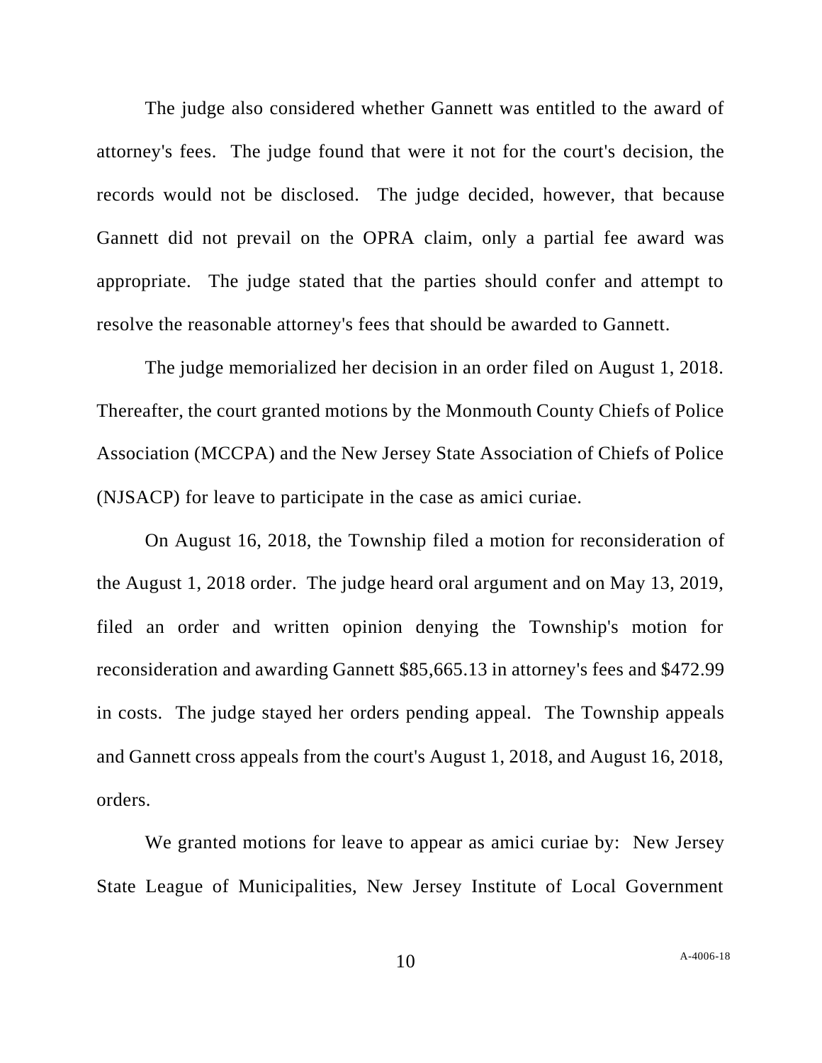The judge also considered whether Gannett was entitled to the award of attorney's fees. The judge found that were it not for the court's decision, the records would not be disclosed. The judge decided, however, that because Gannett did not prevail on the OPRA claim, only a partial fee award was appropriate. The judge stated that the parties should confer and attempt to resolve the reasonable attorney's fees that should be awarded to Gannett.

The judge memorialized her decision in an order filed on August 1, 2018. Thereafter, the court granted motions by the Monmouth County Chiefs of Police Association (MCCPA) and the New Jersey State Association of Chiefs of Police (NJSACP) for leave to participate in the case as amici curiae.

On August 16, 2018, the Township filed a motion for reconsideration of the August 1, 2018 order. The judge heard oral argument and on May 13, 2019, filed an order and written opinion denying the Township's motion for reconsideration and awarding Gannett $85,665.13 in attorney's fees and $472.99 in costs. The judge stayed her orders pending appeal. The Township appeals and Gannett cross appeals from the court's August 1, 2018, and August 16, 2018, orders.

We granted motions for leave to appear as amici curiae by: New Jersey State League of Municipalities, New Jersey Institute of Local Government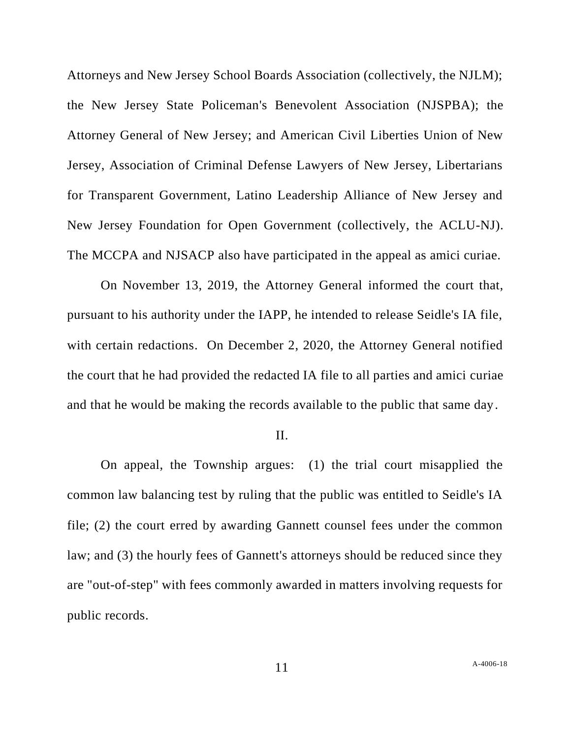Attorneys and New Jersey School Boards Association (collectively, the NJLM); the New Jersey State Policeman's Benevolent Association (NJSPBA); the Attorney General of New Jersey; and American Civil Liberties Union of New Jersey, Association of Criminal Defense Lawyers of New Jersey, Libertarians for Transparent Government, Latino Leadership Alliance of New Jersey and New Jersey Foundation for Open Government (collectively, the ACLU-NJ). The MCCPA and NJSACP also have participated in the appeal as amici curiae.

On November 13, 2019, the Attorney General informed the court that, pursuant to his authority under the IAPP, he intended to release Seidle's IA file, with certain redactions. On December 2, 2020, the Attorney General notified the court that he had provided the redacted IA file to all parties and amici curiae and that he would be making the records available to the public that same day.

II.

On appeal, the Township argues: (1) the trial court misapplied the common law balancing test by ruling that the public was entitled to Seidle's IA file; (2) the court erred by awarding Gannett counsel fees under the common law; and (3) the hourly fees of Gannett's attorneys should be reduced since they are "out-of-step" with fees commonly awarded in matters involving requests for public records.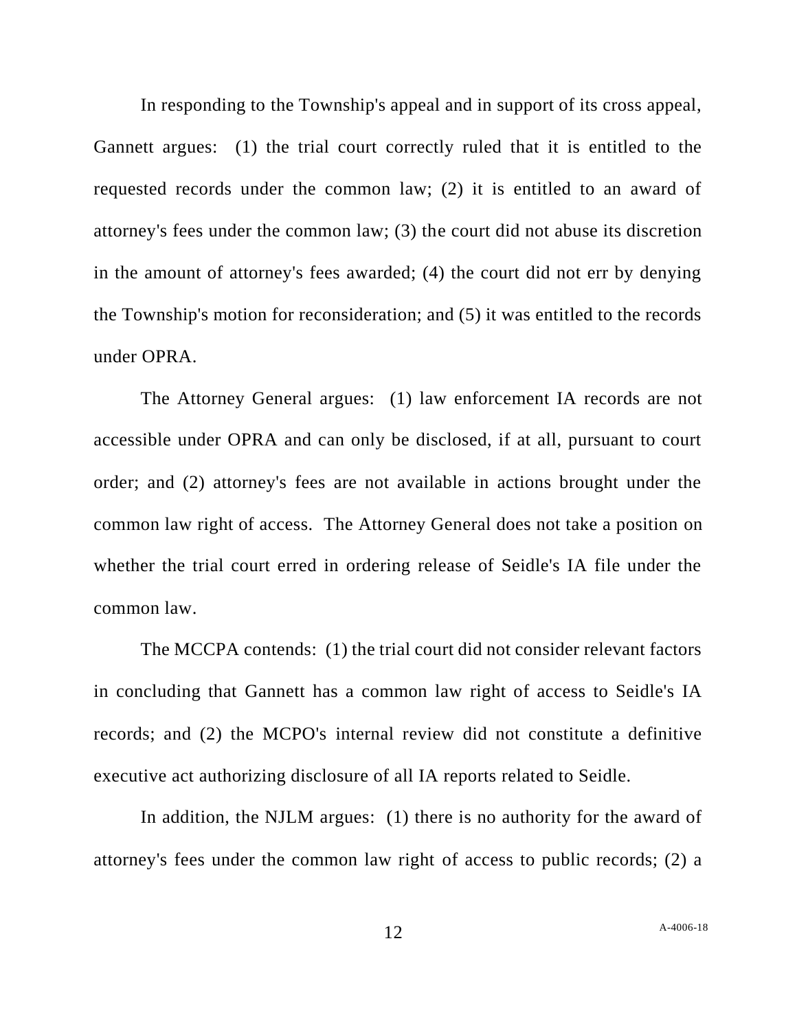In responding to the Township's appeal and in support of its cross appeal, Gannett argues: (1) the trial court correctly ruled that it is entitled to the requested records under the common law; (2) it is entitled to an award of attorney's fees under the common law; (3) the court did not abuse its discretion in the amount of attorney's fees awarded; (4) the court did not err by denying the Township's motion for reconsideration; and (5) it was entitled to the records under OPRA.

The Attorney General argues: (1) law enforcement IA records are not accessible under OPRA and can only be disclosed, if at all, pursuant to court order; and (2) attorney's fees are not available in actions brought under the common law right of access. The Attorney General does not take a position on whether the trial court erred in ordering release of Seidle's IA file under the common law.

The MCCPA contends: (1) the trial court did not consider relevant factors in concluding that Gannett has a common law right of access to Seidle's IA records; and (2) the MCPO's internal review did not constitute a definitive executive act authorizing disclosure of all IA reports related to Seidle.

In addition, the NJLM argues: (1) there is no authority for the award of attorney's fees under the common law right of access to public records; (2) a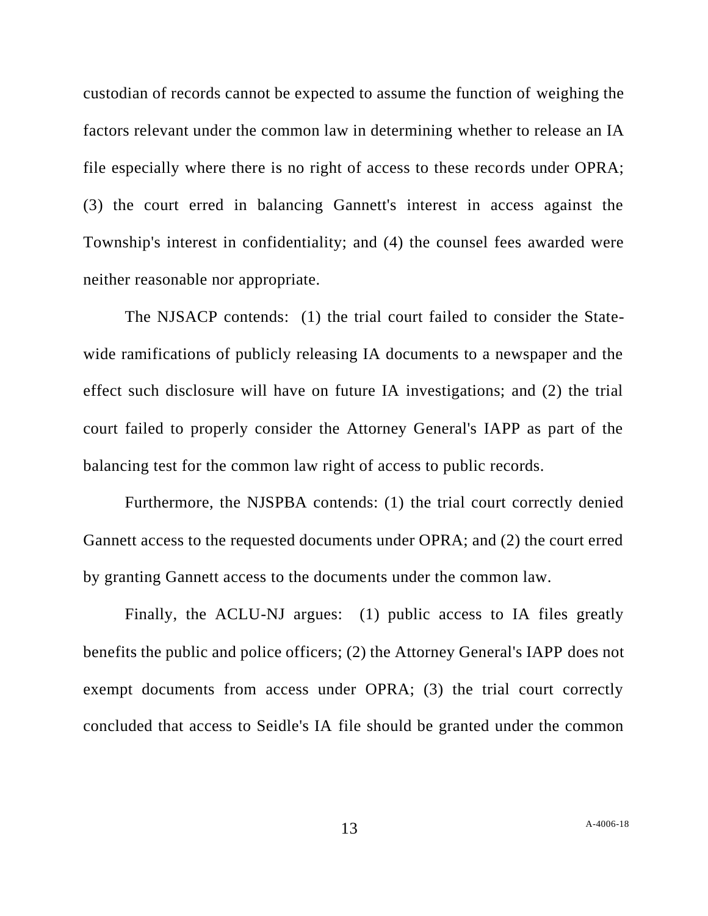custodian of records cannot be expected to assume the function of weighing the factors relevant under the common law in determining whether to release an IA file especially where there is no right of access to these records under OPRA; (3) the court erred in balancing Gannett's interest in access against the Township's interest in confidentiality; and (4) the counsel fees awarded were neither reasonable nor appropriate.

The NJSACP contends: (1) the trial court failed to consider the State-wide ramifications of publicly releasing IA documents to a newspaper and the effect such disclosure will have on future IA investigations; and (2) the trial court failed to properly consider the Attorney General's IAPP as part of the balancing test for the common law right of access to public records.

Furthermore, the NJSPBA contends: (1) the trial court correctly denied Gannett access to the requested documents under OPRA; and (2) the court erred by granting Gannett access to the documents under the common law.

Finally, the ACLU-NJ argues: (1) public access to IA files greatly benefits the public and police officers; (2) the Attorney General's IAPP does not exempt documents from access under OPRA; (3) the trial court correctly concluded that access to Seidle's IA file should be granted under the common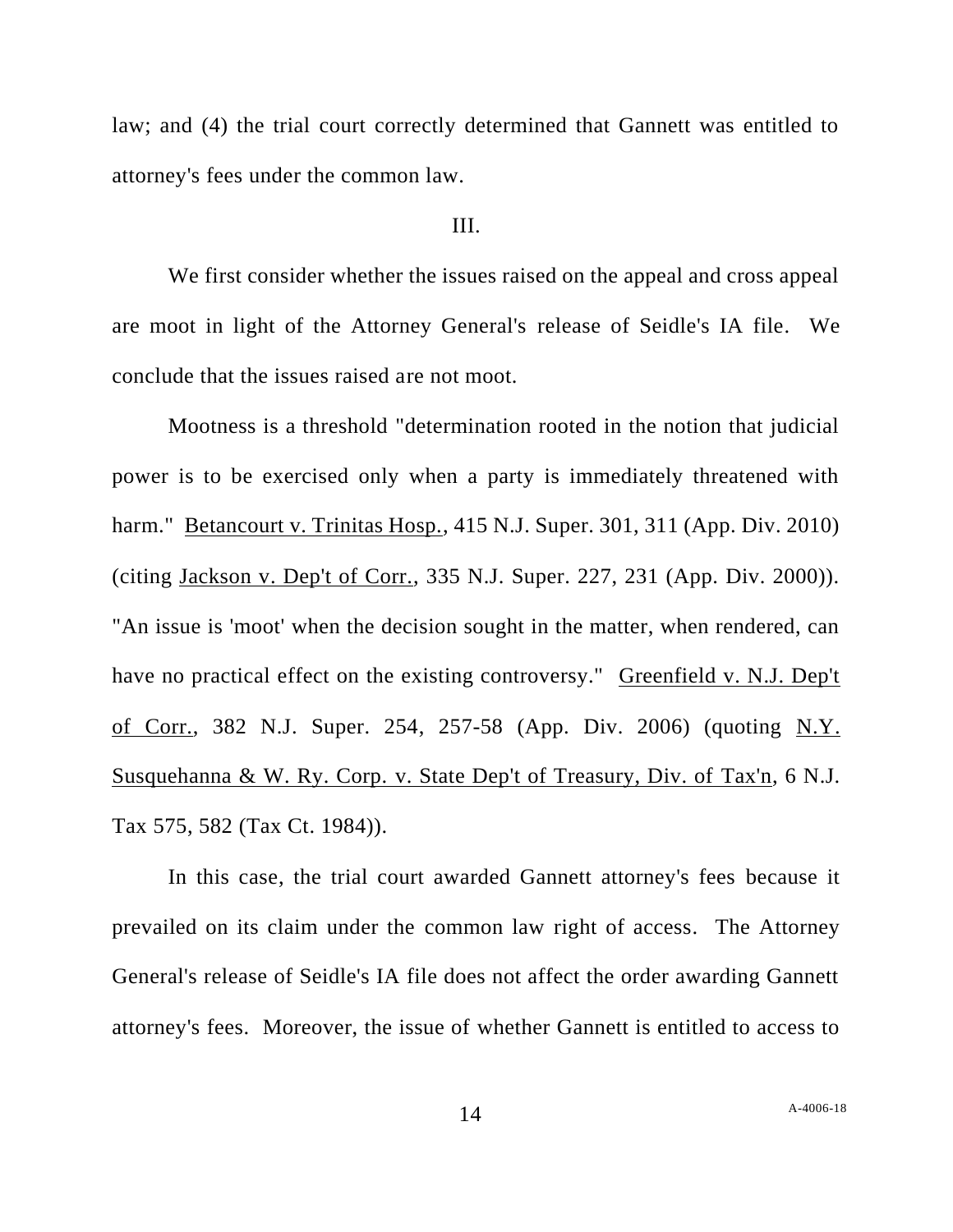law; and (4) the trial court correctly determined that Gannett was entitled to attorney's fees under the common law.

III.

We first consider whether the issues raised on the appeal and cross appeal are moot in light of the Attorney General's release of Seidle's IA file. We conclude that the issues raised are not moot.

Mootness is a threshold "determination rooted in the notion that judicial power is to be exercised only when a party is immediately threatened with harm." Betancourt v. Trinitas Hosp., 415 N.J. Super. 301, 311 (App. Div. 2010) (citing Jackson v. Dep't of Corr., 335 N.J. Super. 227, 231 (App. Div. 2000)). "An issue is 'moot' when the decision sought in the matter, when rendered, can have no practical effect on the existing controversy." Greenfield v. N.J. Dep't of Corr., 382 N.J. Super. 254, 257-58 (App. Div. 2006) (quoting N.Y. Susquehanna & W. Ry. Corp. v. State Dep't of Treasury, Div. of Tax'n, 6 N.J. Tax 575, 582 (Tax Ct. 1984)).

In this case, the trial court awarded Gannett attorney's fees because it prevailed on its claim under the common law right of access. The Attorney General's release of Seidle's IA file does not affect the order awarding Gannett attorney's fees. Moreover, the issue of whether Gannett is entitled to access to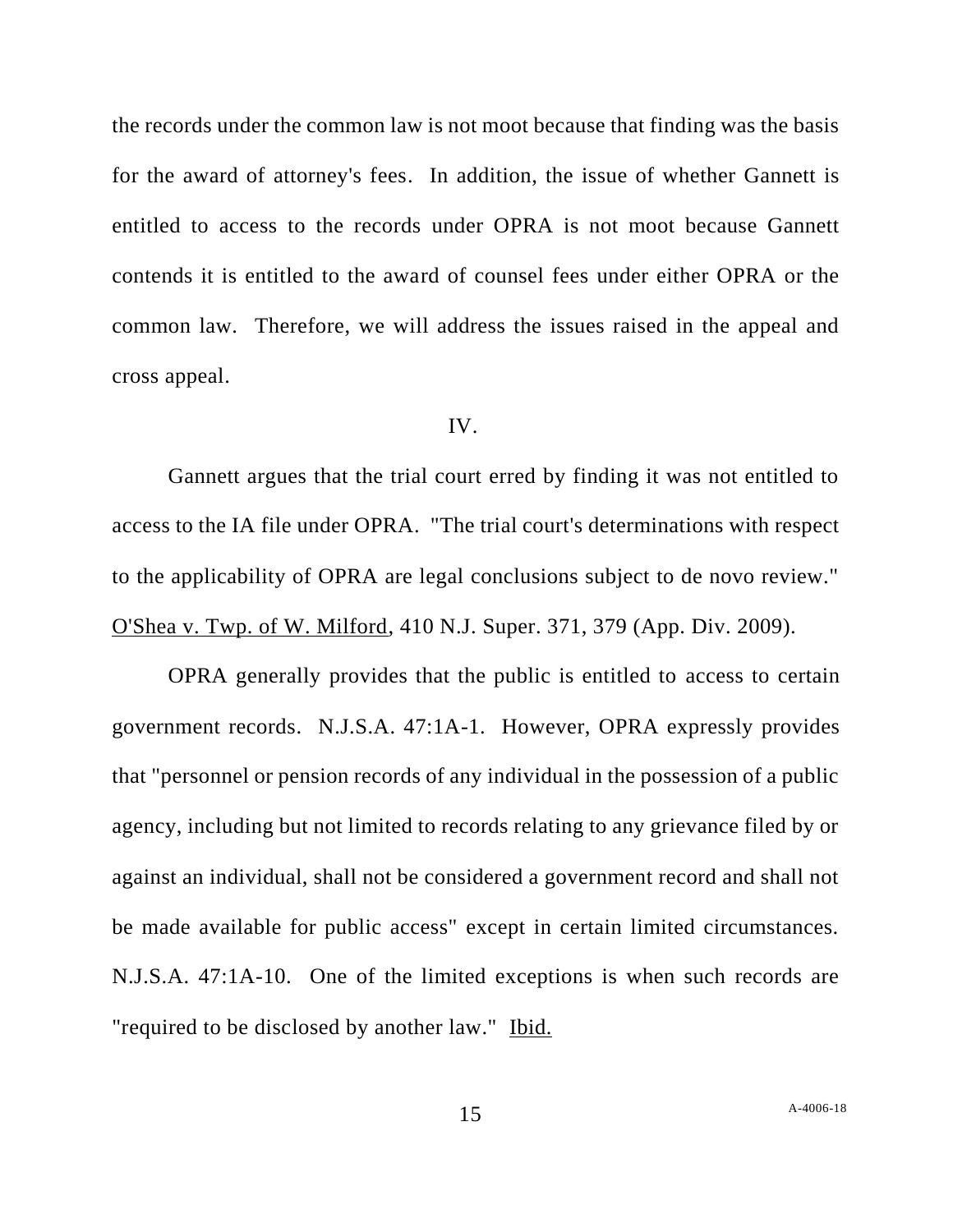the records under the common law is not moot because that finding was the basis for the award of attorney's fees. In addition, the issue of whether Gannett is entitled to access to the records under OPRA is not moot because Gannett contends it is entitled to the award of counsel fees under either OPRA or the common law. Therefore, we will address the issues raised in the appeal and cross appeal.

IV.

Gannett argues that the trial court erred by finding it was not entitled to access to the IA file under OPRA. "The trial court's determinations with respect to the applicability of OPRA are legal conclusions subject to de novo review." O'Shea v. Twp. of W. Milford, 410 N.J. Super. 371, 379 (App. Div. 2009).

OPRA generally provides that the public is entitled to access to certain government records. N.J.S.A. 47:1A-1. However, OPRA expressly provides that "personnel or pension records of any individual in the possession of a public agency, including but not limited to records relating to any grievance filed by or against an individual, shall not be considered a government record and shall not be made available for public access" except in certain limited circumstances. N.J.S.A. 47:1A-10. One of the limited exceptions is when such records are "required to be disclosed by another law." Ibid.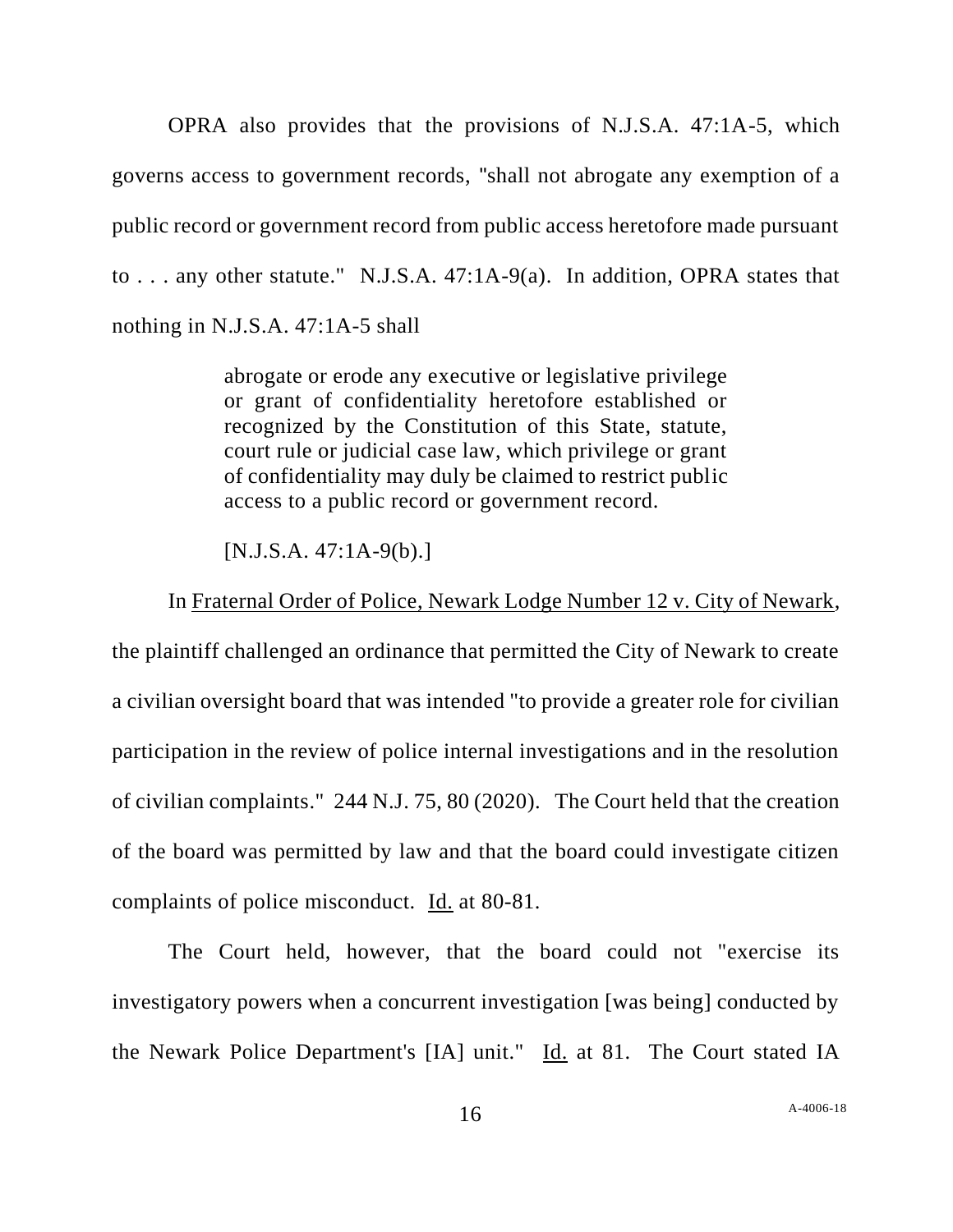OPRA also provides that the provisions of N.J.S.A. 47:1A-5, which governs access to government records, "shall not abrogate any exemption of a public record or government record from public access heretofore made pursuant to . . . any other statute." N.J.S.A. 47:1A-9(a). In addition, OPRA states that nothing in N.J.S.A. 47:1A-5 shall

> abrogate or erode any executive or legislative privilege or grant of confidentiality heretofore established or recognized by the Constitution of this State, statute, court rule or judicial case law, which privilege or grant of confidentiality may duly be claimed to restrict public access to a public record or government record.
>
> [N.J.S.A. 47:1A-9(b).]

In Fraternal Order of Police, Newark Lodge Number 12 v. City of Newark, the plaintiff challenged an ordinance that permitted the City of Newark to create a civilian oversight board that was intended "to provide a greater role for civilian participation in the review of police internal investigations and in the resolution of civilian complaints." 244 N.J. 75, 80 (2020). The Court held that the creation of the board was permitted by law and that the board could investigate citizen complaints of police misconduct. Id. at 80-81.

The Court held, however, that the board could not "exercise its investigatory powers when a concurrent investigation [was being] conducted by the Newark Police Department's [IA] unit." Id. at 81. The Court stated IA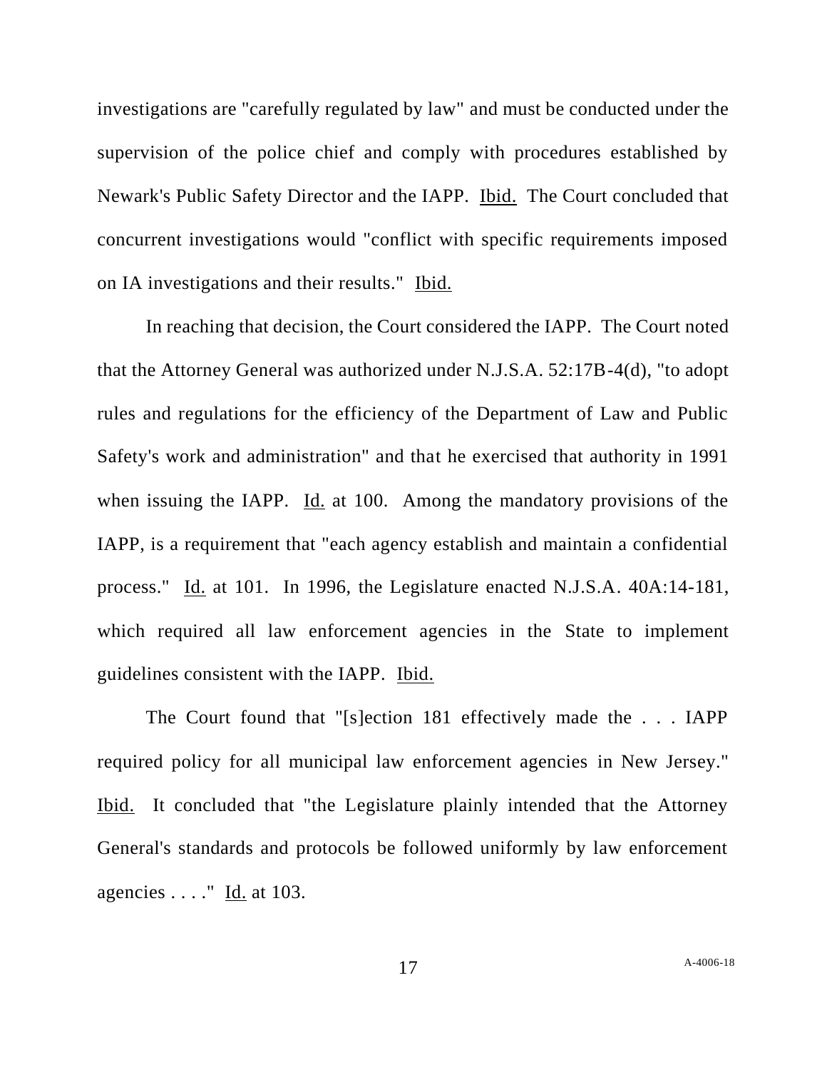investigations are "carefully regulated by law" and must be conducted under the supervision of the police chief and comply with procedures established by Newark's Public Safety Director and the IAPP. Ibid. The Court concluded that concurrent investigations would "conflict with specific requirements imposed on IA investigations and their results." Ibid.

In reaching that decision, the Court considered the IAPP. The Court noted that the Attorney General was authorized under N.J.S.A. 52:17B-4(d), "to adopt rules and regulations for the efficiency of the Department of Law and Public Safety's work and administration" and that he exercised that authority in 1991 when issuing the IAPP. Id. at 100. Among the mandatory provisions of the IAPP, is a requirement that "each agency establish and maintain a confidential process." Id. at 101. In 1996, the Legislature enacted N.J.S.A. 40A:14-181, which required all law enforcement agencies in the State to implement guidelines consistent with the IAPP. Ibid.

The Court found that "[s]ection 181 effectively made the . . . IAPP required policy for all municipal law enforcement agencies in New Jersey." Ibid. It concluded that "the Legislature plainly intended that the Attorney General's standards and protocols be followed uniformly by law enforcement agencies . . . ." Id. at 103.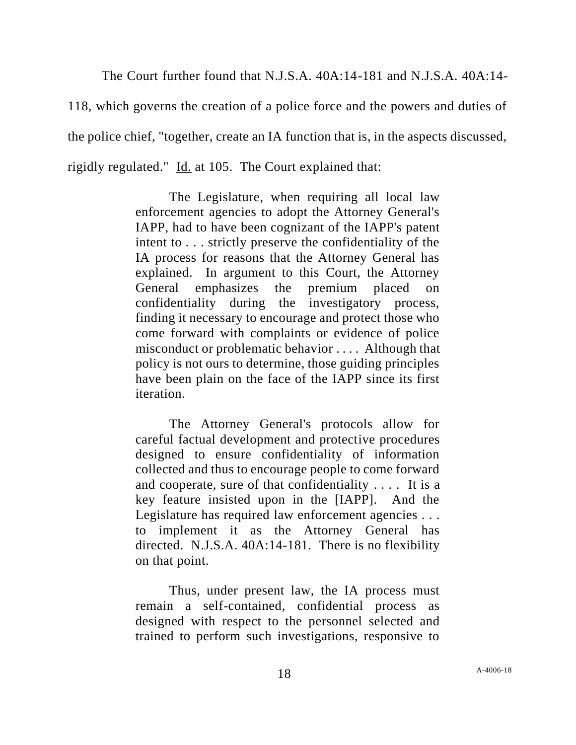The Court further found that N.J.S.A. 40A:14-181 and N.J.S.A. 40A:14-118, which governs the creation of a police force and the powers and duties of the police chief, "together, create an IA function that is, in the aspects discussed, rigidly regulated." Id. at 105. The Court explained that:

> The Legislature, when requiring all local law enforcement agencies to adopt the Attorney General's IAPP, had to have been cognizant of the IAPP's patent intent to . . . strictly preserve the confidentiality of the IA process for reasons that the Attorney General has explained. In argument to this Court, the Attorney General emphasizes the premium placed on confidentiality during the investigatory process, finding it necessary to encourage and protect those who come forward with complaints or evidence of police misconduct or problematic behavior . . . . Although that policy is not ours to determine, those guiding principles have been plain on the face of the IAPP since its first iteration.
>
> The Attorney General's protocols allow for careful factual development and protective procedures designed to ensure confidentiality of information collected and thus to encourage people to come forward and cooperate, sure of that confidentiality . . . . It is a key feature insisted upon in the [IAPP]. And the Legislature has required law enforcement agencies . . . to implement it as the Attorney General has directed. N.J.S.A. 40A:14-181. There is no flexibility on that point.
>
> Thus, under present law, the IA process must remain a self-contained, confidential process as designed with respect to the personnel selected and trained to perform such investigations, responsive to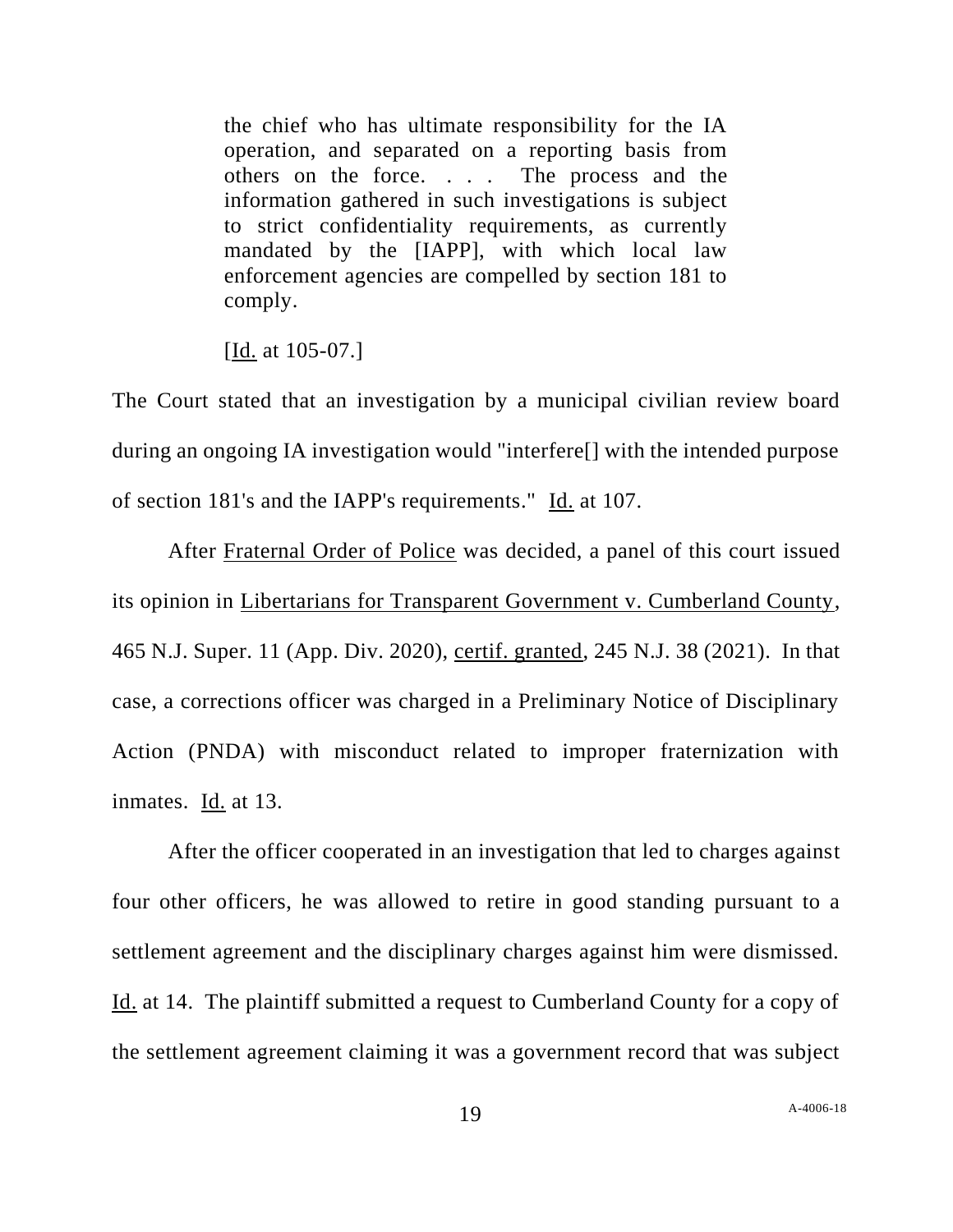> the chief who has ultimate responsibility for the IA operation, and separated on a reporting basis from others on the force. . . . The process and the information gathered in such investigations is subject to strict confidentiality requirements, as currently mandated by the [IAPP], with which local law enforcement agencies are compelled by section 181 to comply.
>
> [Id. at 105-07.]

The Court stated that an investigation by a municipal civilian review board during an ongoing IA investigation would "interfere[] with the intended purpose of section 181's and the IAPP's requirements." Id. at 107.

After Fraternal Order of Police was decided, a panel of this court issued its opinion in Libertarians for Transparent Government v. Cumberland County, 465 N.J. Super. 11 (App. Div. 2020), certif. granted, 245 N.J. 38 (2021). In that case, a corrections officer was charged in a Preliminary Notice of Disciplinary Action (PNDA) with misconduct related to improper fraternization with inmates. Id. at 13.

After the officer cooperated in an investigation that led to charges against four other officers, he was allowed to retire in good standing pursuant to a settlement agreement and the disciplinary charges against him were dismissed. Id. at 14. The plaintiff submitted a request to Cumberland County for a copy of the settlement agreement claiming it was a government record that was subject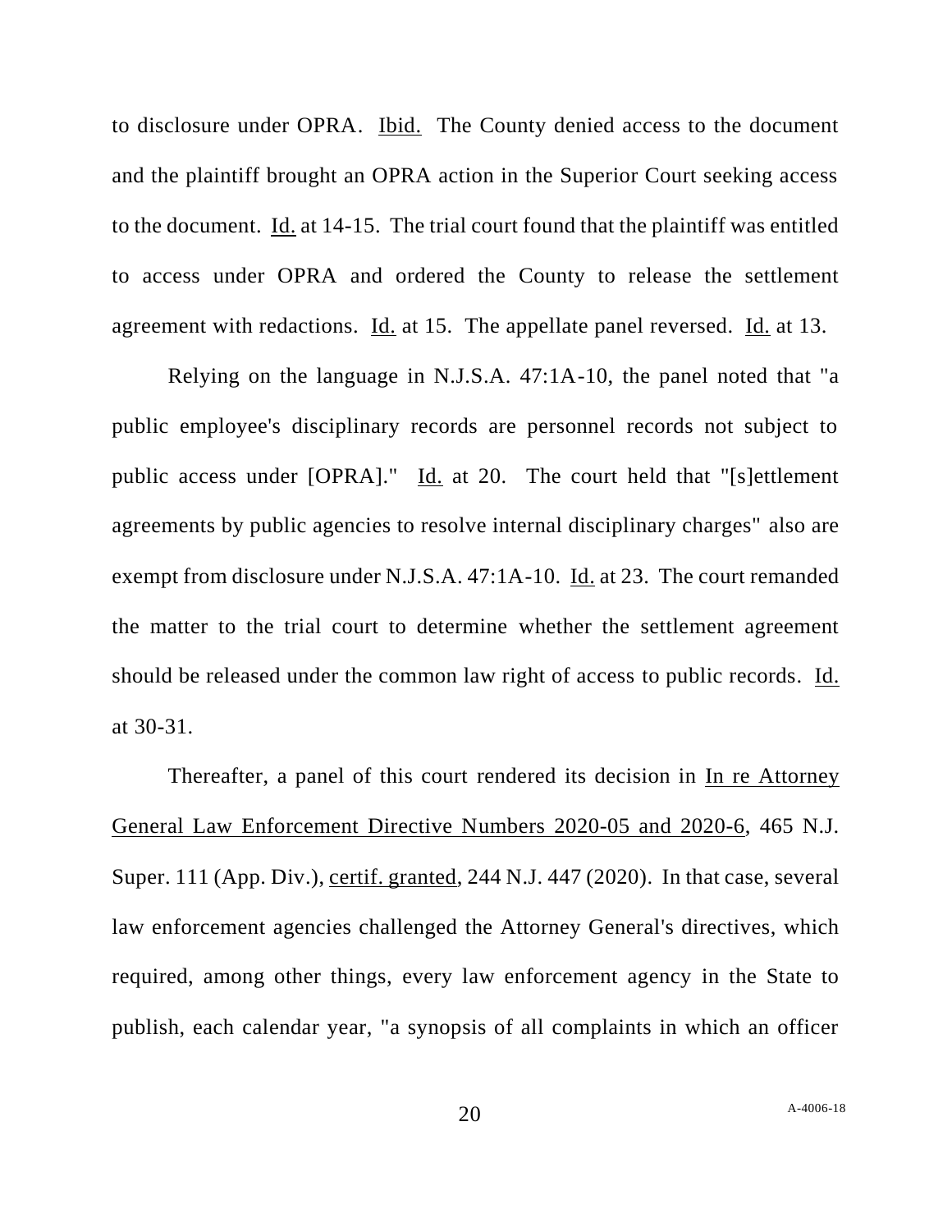to disclosure under OPRA. Ibid. The County denied access to the document and the plaintiff brought an OPRA action in the Superior Court seeking access to the document. Id. at 14-15. The trial court found that the plaintiff was entitled to access under OPRA and ordered the County to release the settlement agreement with redactions. Id. at 15. The appellate panel reversed. Id. at 13.

Relying on the language in N.J.S.A. 47:1A-10, the panel noted that "a public employee's disciplinary records are personnel records not subject to public access under [OPRA]." Id. at 20. The court held that "[s]ettlement agreements by public agencies to resolve internal disciplinary charges" also are exempt from disclosure under N.J.S.A. 47:1A-10. Id. at 23. The court remanded the matter to the trial court to determine whether the settlement agreement should be released under the common law right of access to public records. Id. at 30-31.

Thereafter, a panel of this court rendered its decision in In re Attorney General Law Enforcement Directive Numbers 2020-05 and 2020-6, 465 N.J. Super. 111 (App. Div.), certif. granted, 244 N.J. 447 (2020). In that case, several law enforcement agencies challenged the Attorney General's directives, which required, among other things, every law enforcement agency in the State to publish, each calendar year, "a synopsis of all complaints in which an officer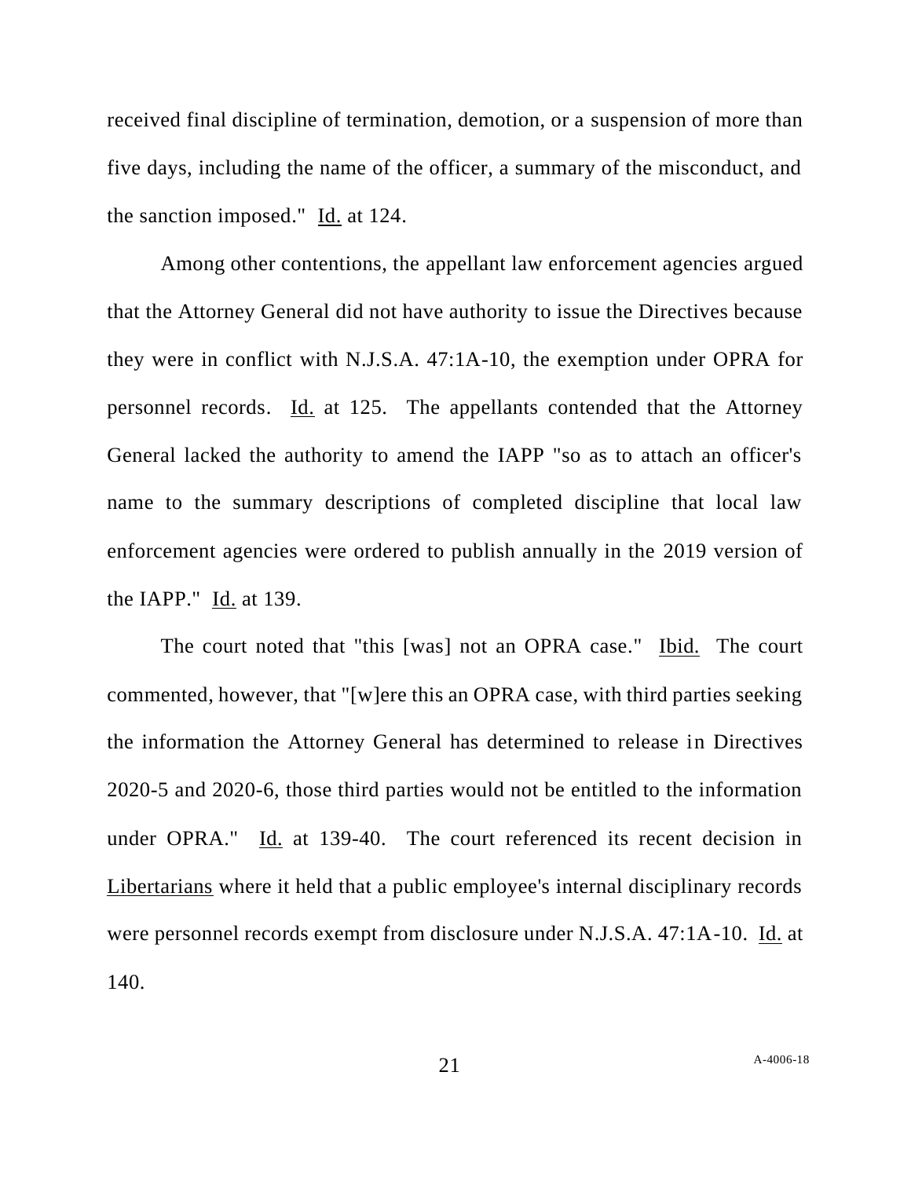received final discipline of termination, demotion, or a suspension of more than five days, including the name of the officer, a summary of the misconduct, and the sanction imposed." Id. at 124.

Among other contentions, the appellant law enforcement agencies argued that the Attorney General did not have authority to issue the Directives because they were in conflict with N.J.S.A. 47:1A-10, the exemption under OPRA for personnel records. Id. at 125. The appellants contended that the Attorney General lacked the authority to amend the IAPP "so as to attach an officer's name to the summary descriptions of completed discipline that local law enforcement agencies were ordered to publish annually in the 2019 version of the IAPP." Id. at 139.

The court noted that "this [was] not an OPRA case." Ibid. The court commented, however, that "[w]ere this an OPRA case, with third parties seeking the information the Attorney General has determined to release in Directives 2020-5 and 2020-6, those third parties would not be entitled to the information under OPRA." Id. at 139-40. The court referenced its recent decision in Libertarians where it held that a public employee's internal disciplinary records were personnel records exempt from disclosure under N.J.S.A. 47:1A-10. Id. at 140.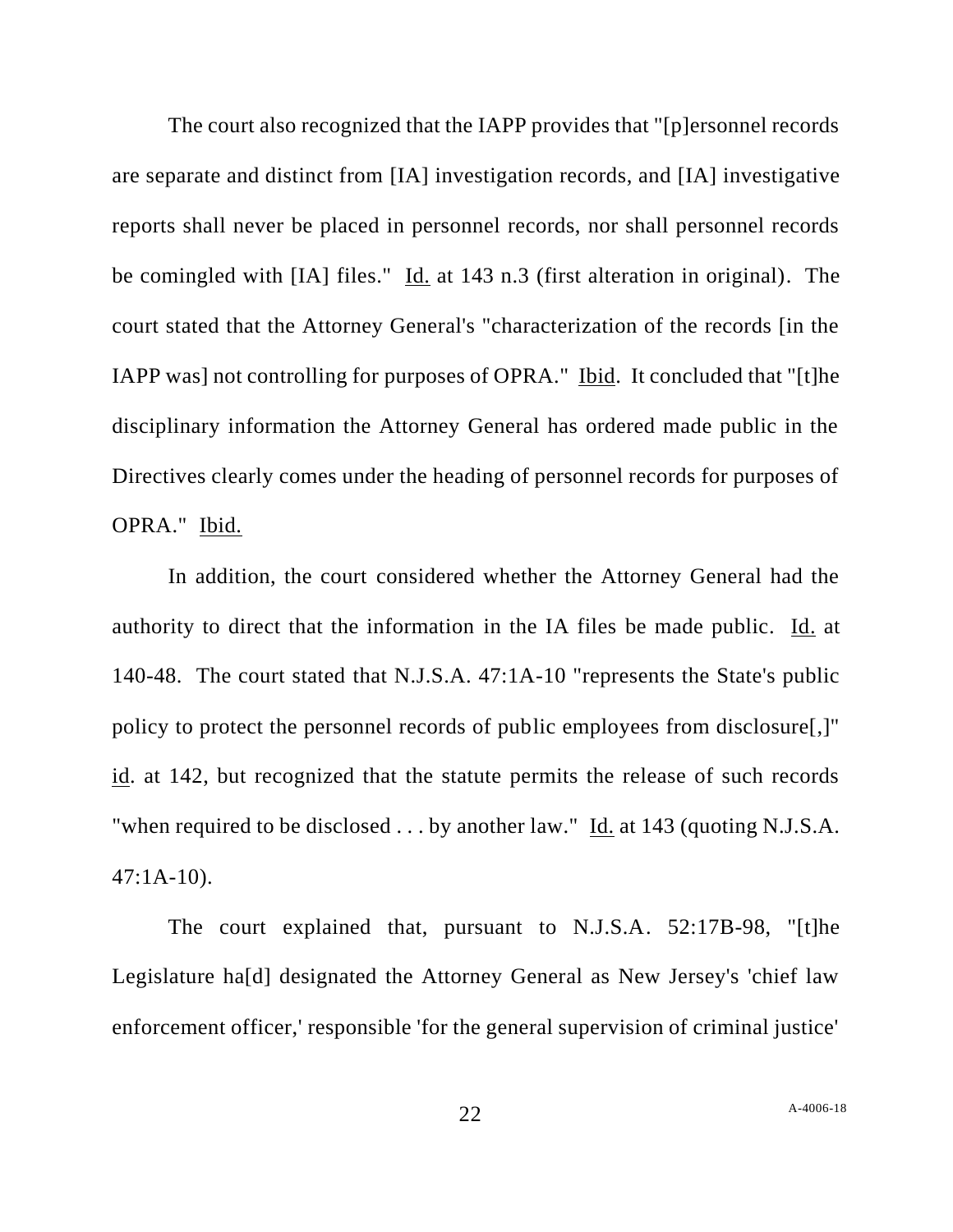The court also recognized that the IAPP provides that "[p]ersonnel records are separate and distinct from [IA] investigation records, and [IA] investigative reports shall never be placed in personnel records, nor shall personnel records be comingled with [IA] files." Id. at 143 n.3 (first alteration in original). The court stated that the Attorney General's "characterization of the records [in the IAPP was] not controlling for purposes of OPRA." Ibid. It concluded that "[t]he disciplinary information the Attorney General has ordered made public in the Directives clearly comes under the heading of personnel records for purposes of OPRA." Ibid.

In addition, the court considered whether the Attorney General had the authority to direct that the information in the IA files be made public. Id. at 140-48. The court stated that N.J.S.A. 47:1A-10 "represents the State's public policy to protect the personnel records of public employees from disclosure[,]" id. at 142, but recognized that the statute permits the release of such records "when required to be disclosed . . . by another law." Id. at 143 (quoting N.J.S.A. 47:1A-10).

The court explained that, pursuant to N.J.S.A. 52:17B-98, "[t]he Legislature ha[d] designated the Attorney General as New Jersey's 'chief law enforcement officer,' responsible 'for the general supervision of criminal justice'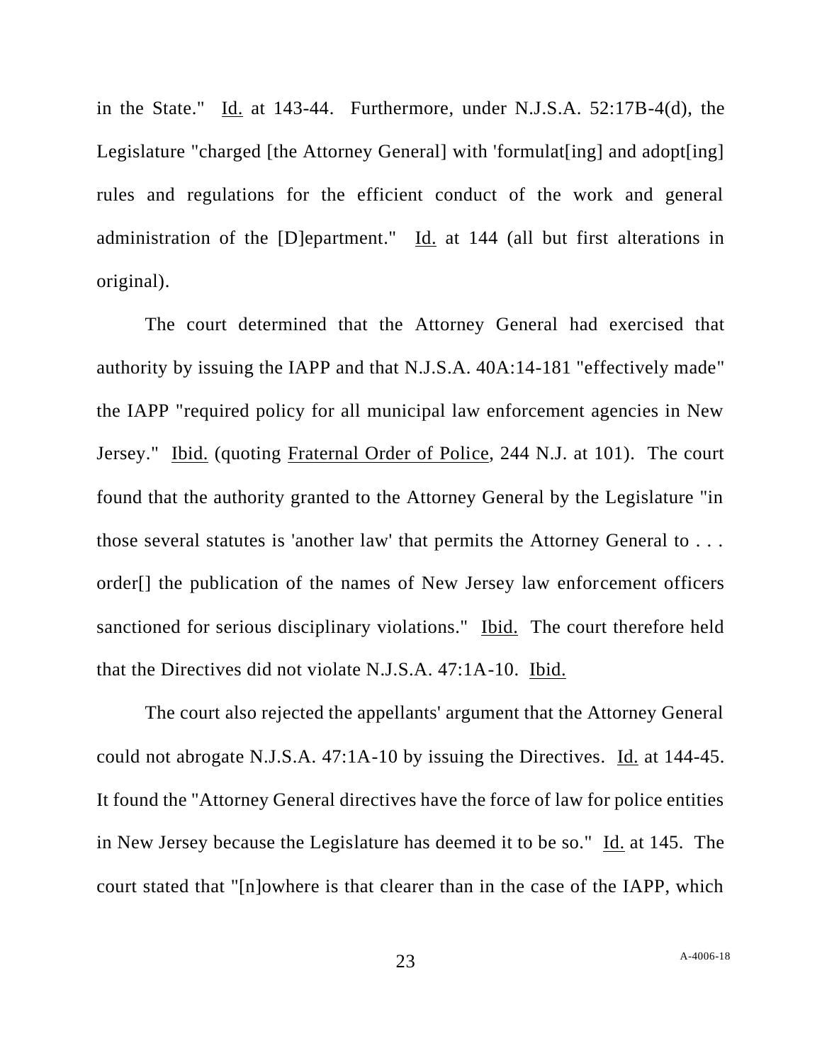in the State." Id. at 143-44. Furthermore, under N.J.S.A. 52:17B-4(d), the Legislature "charged [the Attorney General] with 'formulat[ing] and adopt[ing] rules and regulations for the efficient conduct of the work and general administration of the [D]epartment." Id. at 144 (all but first alterations in original).

The court determined that the Attorney General had exercised that authority by issuing the IAPP and that N.J.S.A. 40A:14-181 "effectively made" the IAPP "required policy for all municipal law enforcement agencies in New Jersey." Ibid. (quoting Fraternal Order of Police, 244 N.J. at 101). The court found that the authority granted to the Attorney General by the Legislature "in those several statutes is 'another law' that permits the Attorney General to . . . order[] the publication of the names of New Jersey law enforcement officers sanctioned for serious disciplinary violations." Ibid. The court therefore held that the Directives did not violate N.J.S.A. 47:1A-10. Ibid.

The court also rejected the appellants' argument that the Attorney General could not abrogate N.J.S.A. 47:1A-10 by issuing the Directives. Id. at 144-45. It found the "Attorney General directives have the force of law for police entities in New Jersey because the Legislature has deemed it to be so." Id. at 145. The court stated that "[n]owhere is that clearer than in the case of the IAPP, which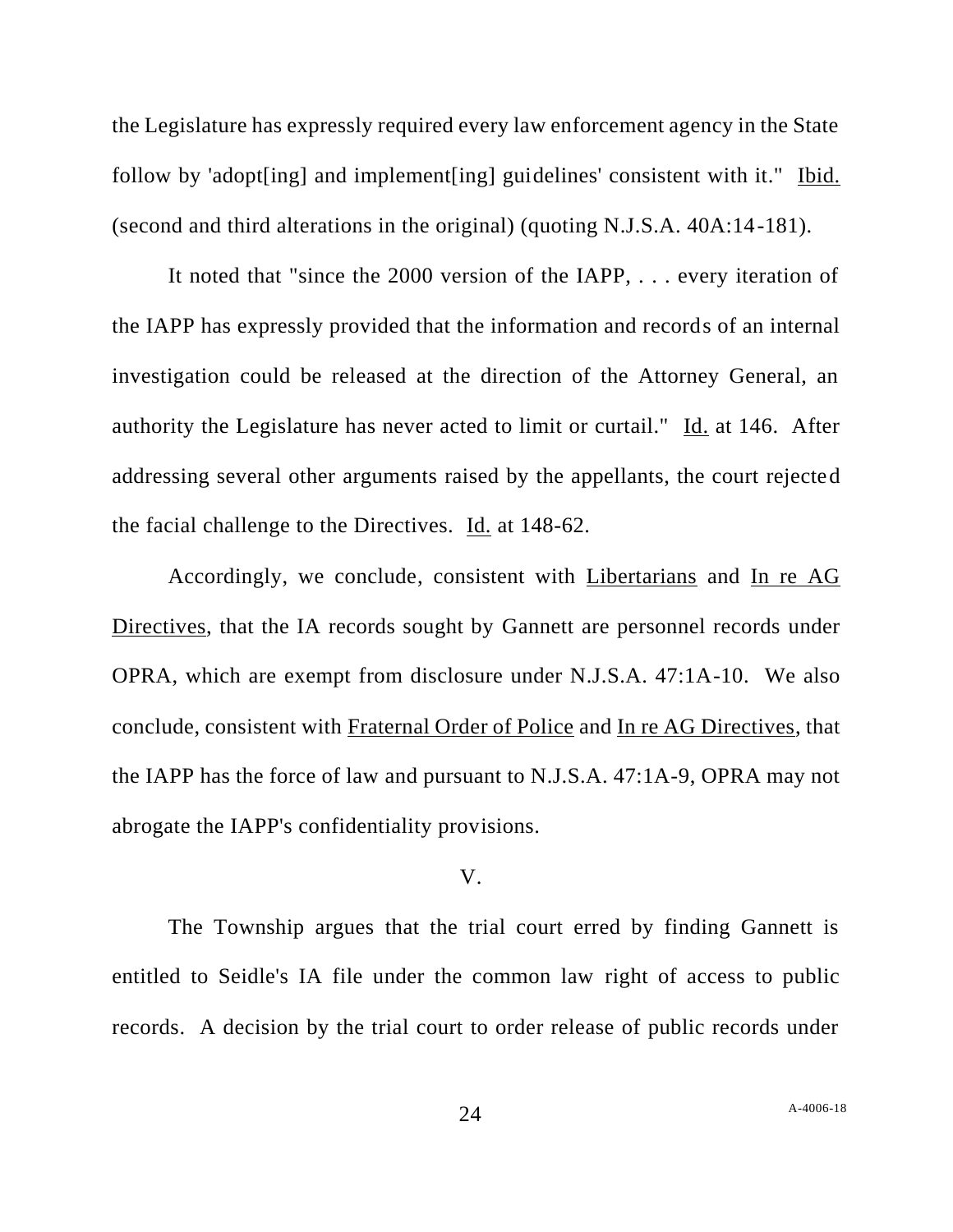the Legislature has expressly required every law enforcement agency in the State follow by 'adopt[ing] and implement[ing] guidelines' consistent with it." Ibid. (second and third alterations in the original) (quoting N.J.S.A. 40A:14-181).

It noted that "since the 2000 version of the IAPP, . . . every iteration of the IAPP has expressly provided that the information and records of an internal investigation could be released at the direction of the Attorney General, an authority the Legislature has never acted to limit or curtail." Id. at 146. After addressing several other arguments raised by the appellants, the court rejected the facial challenge to the Directives. Id. at 148-62.

Accordingly, we conclude, consistent with Libertarians and In re AG Directives, that the IA records sought by Gannett are personnel records under OPRA, which are exempt from disclosure under N.J.S.A. 47:1A-10. We also conclude, consistent with Fraternal Order of Police and In re AG Directives, that the IAPP has the force of law and pursuant to N.J.S.A. 47:1A-9, OPRA may not abrogate the IAPP's confidentiality provisions.

## V.

The Township argues that the trial court erred by finding Gannett is entitled to Seidle's IA file under the common law right of access to public records. A decision by the trial court to order release of public records under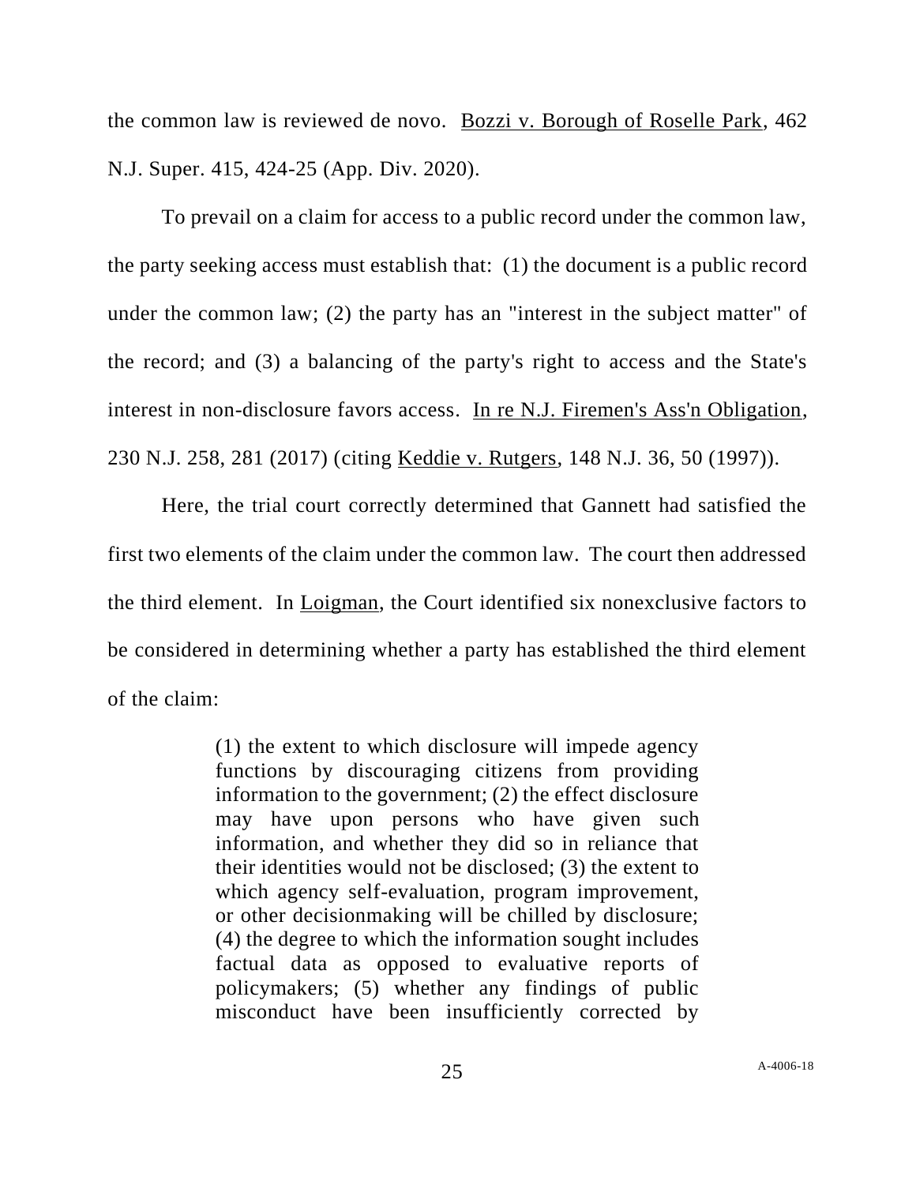the common law is reviewed de novo. Bozzi v. Borough of Roselle Park, 462 N.J. Super. 415, 424-25 (App. Div. 2020).

To prevail on a claim for access to a public record under the common law, the party seeking access must establish that: (1) the document is a public record under the common law; (2) the party has an "interest in the subject matter" of the record; and (3) a balancing of the party's right to access and the State's interest in non-disclosure favors access. In re N.J. Firemen's Ass'n Obligation, 230 N.J. 258, 281 (2017) (citing Keddie v. Rutgers, 148 N.J. 36, 50 (1997)).

Here, the trial court correctly determined that Gannett had satisfied the first two elements of the claim under the common law. The court then addressed the third element. In Loigman, the Court identified six nonexclusive factors to be considered in determining whether a party has established the third element of the claim:

> (1) the extent to which disclosure will impede agency functions by discouraging citizens from providing information to the government; (2) the effect disclosure may have upon persons who have given such information, and whether they did so in reliance that their identities would not be disclosed; (3) the extent to which agency self-evaluation, program improvement, or other decisionmaking will be chilled by disclosure; (4) the degree to which the information sought includes factual data as opposed to evaluative reports of policymakers; (5) whether any findings of public misconduct have been insufficiently corrected by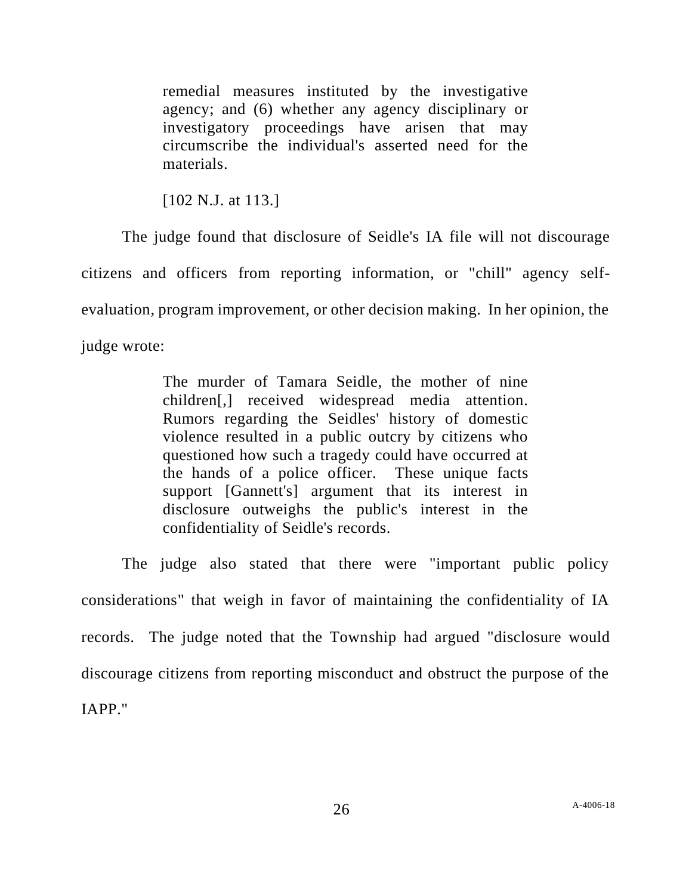> remedial measures instituted by the investigative agency; and (6) whether any agency disciplinary or investigatory proceedings have arisen that may circumscribe the individual's asserted need for the materials.
>
> [102 N.J. at 113.]

The judge found that disclosure of Seidle's IA file will not discourage citizens and officers from reporting information, or "chill" agency self-evaluation, program improvement, or other decision making. In her opinion, the judge wrote:

> The murder of Tamara Seidle, the mother of nine children[,] received widespread media attention. Rumors regarding the Seidles' history of domestic violence resulted in a public outcry by citizens who questioned how such a tragedy could have occurred at the hands of a police officer. These unique facts support [Gannett's] argument that its interest in disclosure outweighs the public's interest in the confidentiality of Seidle's records.

The judge also stated that there were "important public policy considerations" that weigh in favor of maintaining the confidentiality of IA records. The judge noted that the Township had argued "disclosure would discourage citizens from reporting misconduct and obstruct the purpose of the IAPP."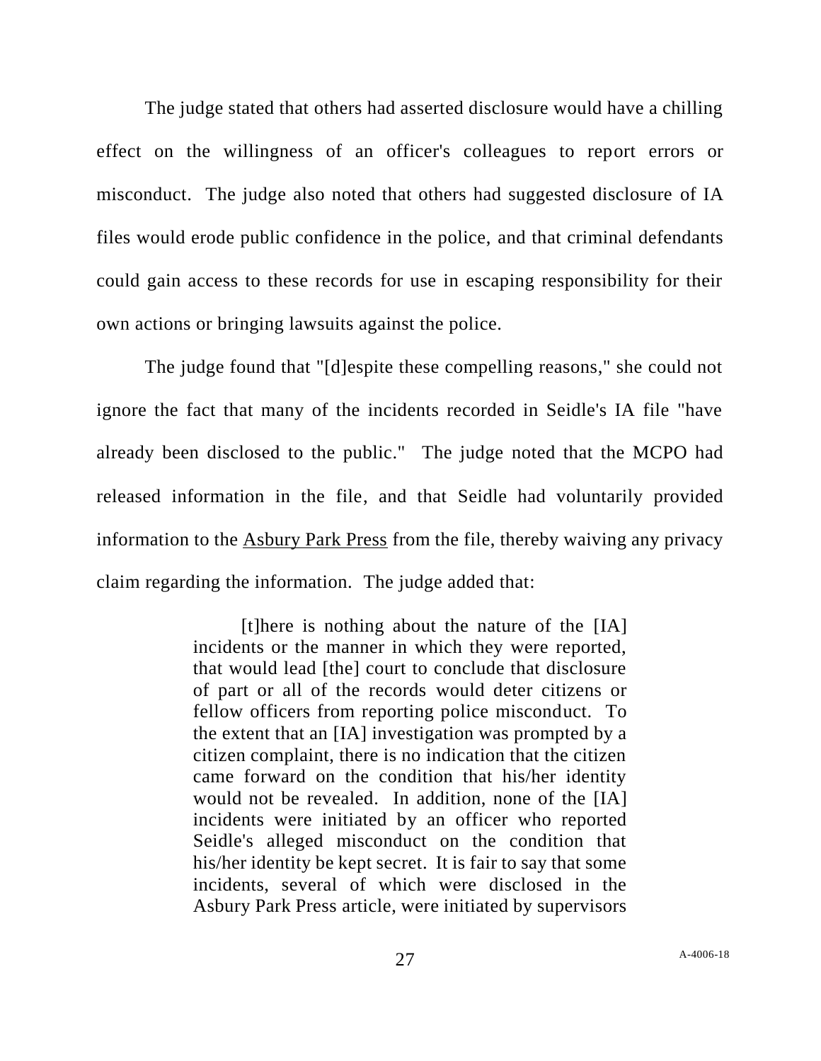The judge stated that others had asserted disclosure would have a chilling effect on the willingness of an officer's colleagues to report errors or misconduct. The judge also noted that others had suggested disclosure of IA files would erode public confidence in the police, and that criminal defendants could gain access to these records for use in escaping responsibility for their own actions or bringing lawsuits against the police.

The judge found that "[d]espite these compelling reasons," she could not ignore the fact that many of the incidents recorded in Seidle's IA file "have already been disclosed to the public." The judge noted that the MCPO had released information in the file, and that Seidle had voluntarily provided information to the <u>Asbury Park Press</u> from the file, thereby waiving any privacy claim regarding the information. The judge added that:

> [t]here is nothing about the nature of the [IA] incidents or the manner in which they were reported, that would lead [the] court to conclude that disclosure of part or all of the records would deter citizens or fellow officers from reporting police misconduct. To the extent that an [IA] investigation was prompted by a citizen complaint, there is no indication that the citizen came forward on the condition that his/her identity would not be revealed. In addition, none of the [IA] incidents were initiated by an officer who reported Seidle's alleged misconduct on the condition that his/her identity be kept secret. It is fair to say that some incidents, several of which were disclosed in the Asbury Park Press article, were initiated by supervisors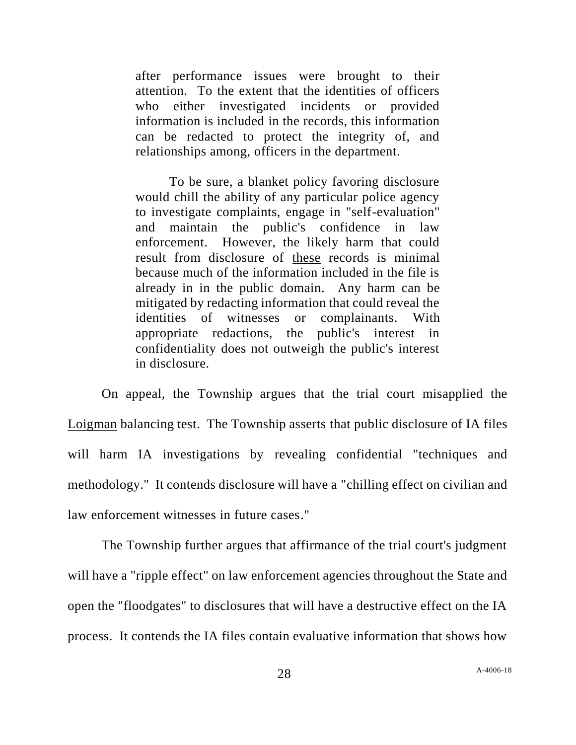> after performance issues were brought to their attention. To the extent that the identities of officers who either investigated incidents or provided information is included in the records, this information can be redacted to protect the integrity of, and relationships among, officers in the department.
>
> To be sure, a blanket policy favoring disclosure would chill the ability of any particular police agency to investigate complaints, engage in "self-evaluation" and maintain the public's confidence in law enforcement. However, the likely harm that could result from disclosure of <u>these</u> records is minimal because much of the information included in the file is already in in the public domain. Any harm can be mitigated by redacting information that could reveal the identities of witnesses or complainants. With appropriate redactions, the public's interest in confidentiality does not outweigh the public's interest in disclosure.

On appeal, the Township argues that the trial court misapplied the <u>Loigman</u> balancing test. The Township asserts that public disclosure of IA files will harm IA investigations by revealing confidential "techniques and methodology." It contends disclosure will have a "chilling effect on civilian and law enforcement witnesses in future cases."

The Township further argues that affirmance of the trial court's judgment will have a "ripple effect" on law enforcement agencies throughout the State and open the "floodgates" to disclosures that will have a destructive effect on the IA process. It contends the IA files contain evaluative information that shows how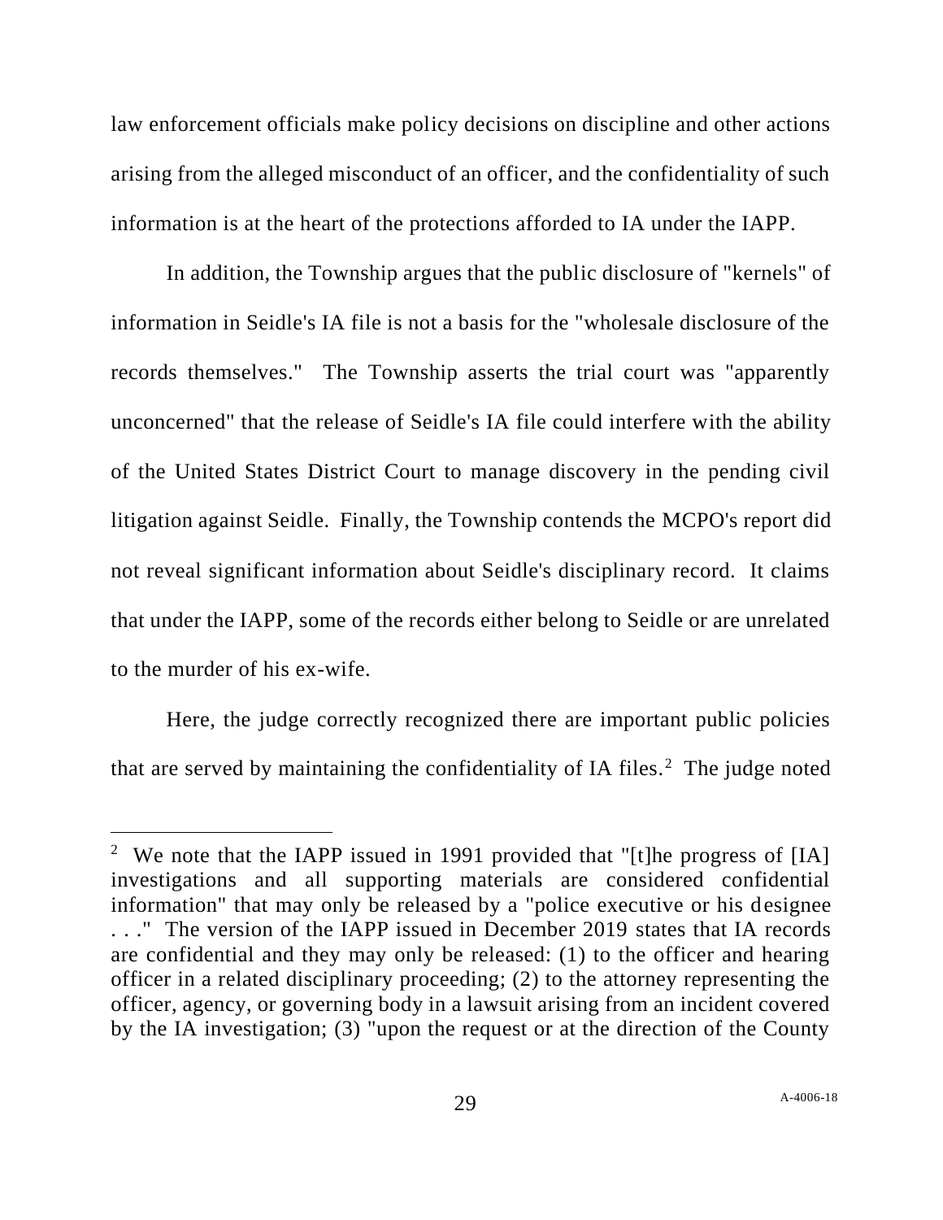law enforcement officials make policy decisions on discipline and other actions arising from the alleged misconduct of an officer, and the confidentiality of such information is at the heart of the protections afforded to IA under the IAPP.

In addition, the Township argues that the public disclosure of "kernels" of information in Seidle's IA file is not a basis for the "wholesale disclosure of the records themselves." The Township asserts the trial court was "apparently unconcerned" that the release of Seidle's IA file could interfere with the ability of the United States District Court to manage discovery in the pending civil litigation against Seidle. Finally, the Township contends the MCPO's report did not reveal significant information about Seidle's disciplinary record. It claims that under the IAPP, some of the records either belong to Seidle or are unrelated to the murder of his ex-wife.

Here, the judge correctly recognized there are important public policies that are served by maintaining the confidentiality of IA files.[2] The judge noted

---

[2] We note that the IAPP issued in 1991 provided that "[t]he progress of [IA] investigations and all supporting materials are considered confidential information" that may only be released by a "police executive or his designee . . ." The version of the IAPP issued in December 2019 states that IA records are confidential and they may only be released: (1) to the officer and hearing officer in a related disciplinary proceeding; (2) to the attorney representing the officer, agency, or governing body in a lawsuit arising from an incident covered by the IA investigation; (3) "upon the request or at the direction of the County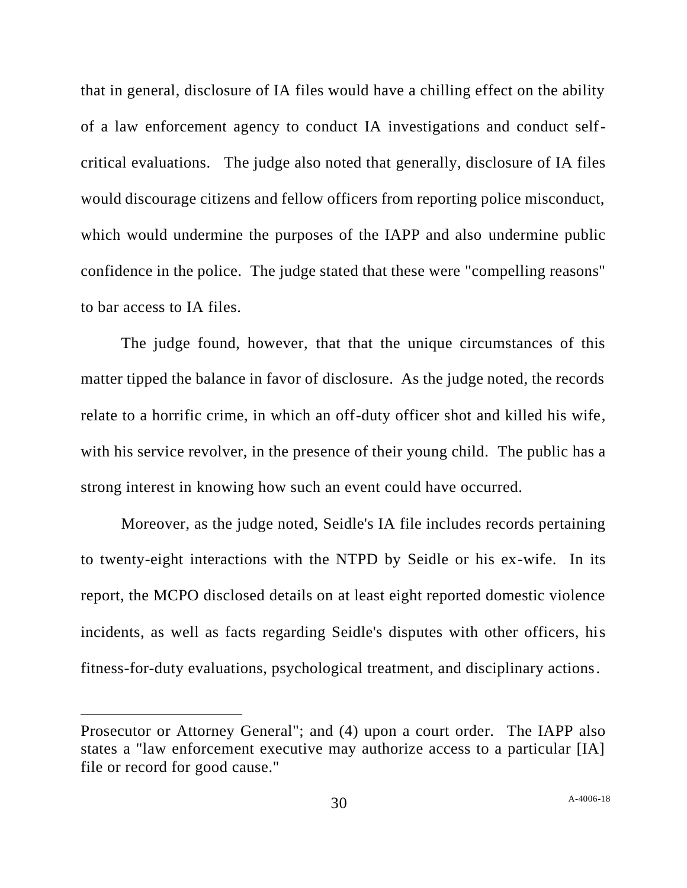that in general, disclosure of IA files would have a chilling effect on the ability of a law enforcement agency to conduct IA investigations and conduct self-critical evaluations. The judge also noted that generally, disclosure of IA files would discourage citizens and fellow officers from reporting police misconduct, which would undermine the purposes of the IAPP and also undermine public confidence in the police. The judge stated that these were "compelling reasons" to bar access to IA files.

The judge found, however, that that the unique circumstances of this matter tipped the balance in favor of disclosure. As the judge noted, the records relate to a horrific crime, in which an off-duty officer shot and killed his wife, with his service revolver, in the presence of their young child. The public has a strong interest in knowing how such an event could have occurred.

Moreover, as the judge noted, Seidle's IA file includes records pertaining to twenty-eight interactions with the NTPD by Seidle or his ex-wife. In its report, the MCPO disclosed details on at least eight reported domestic violence incidents, as well as facts regarding Seidle's disputes with other officers, his fitness-for-duty evaluations, psychological treatment, and disciplinary actions.

---

Prosecutor or Attorney General"; and (4) upon a court order. The IAPP also states a "law enforcement executive may authorize access to a particular [IA] file or record for good cause."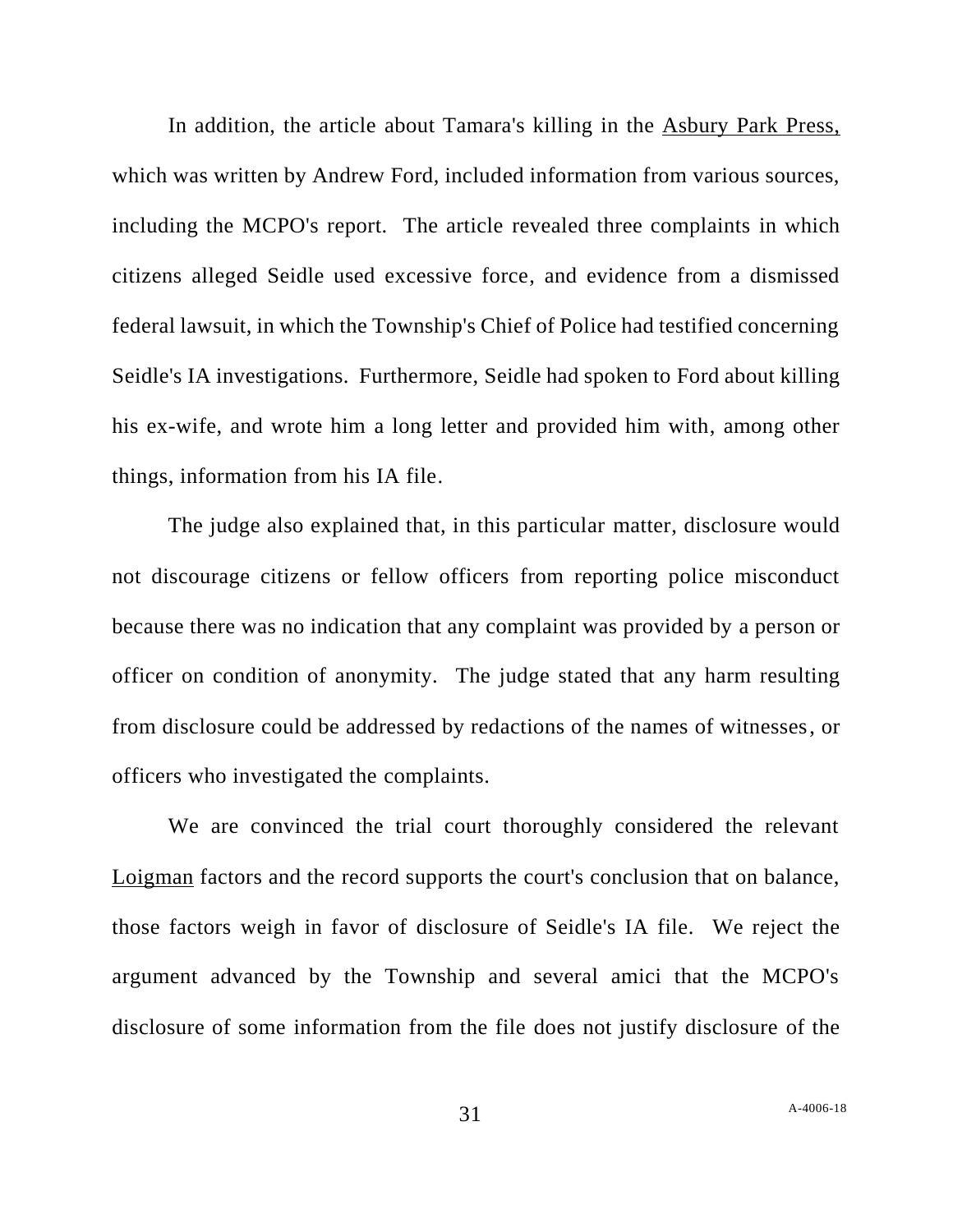In addition, the article about Tamara's killing in the <u>Asbury Park Press,</u> which was written by Andrew Ford, included information from various sources, including the MCPO's report. The article revealed three complaints in which citizens alleged Seidle used excessive force, and evidence from a dismissed federal lawsuit, in which the Township's Chief of Police had testified concerning Seidle's IA investigations. Furthermore, Seidle had spoken to Ford about killing his ex-wife, and wrote him a long letter and provided him with, among other things, information from his IA file.

The judge also explained that, in this particular matter, disclosure would not discourage citizens or fellow officers from reporting police misconduct because there was no indication that any complaint was provided by a person or officer on condition of anonymity. The judge stated that any harm resulting from disclosure could be addressed by redactions of the names of witnesses, or officers who investigated the complaints.

We are convinced the trial court thoroughly considered the relevant <u>Loigman</u> factors and the record supports the court's conclusion that on balance, those factors weigh in favor of disclosure of Seidle's IA file. We reject the argument advanced by the Township and several amici that the MCPO's disclosure of some information from the file does not justify disclosure of the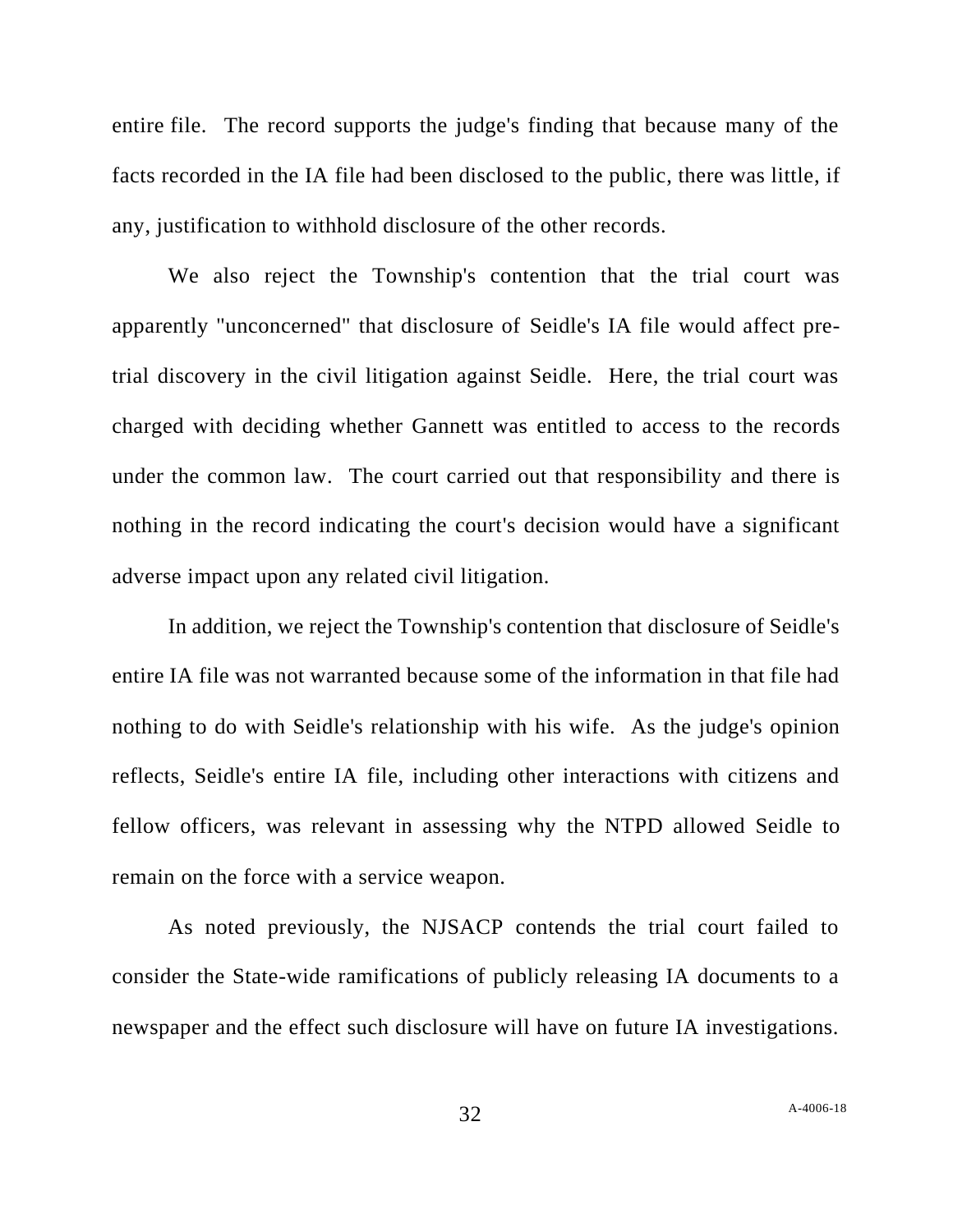entire file. The record supports the judge's finding that because many of the facts recorded in the IA file had been disclosed to the public, there was little, if any, justification to withhold disclosure of the other records.

We also reject the Township's contention that the trial court was apparently "unconcerned" that disclosure of Seidle's IA file would affect pre-trial discovery in the civil litigation against Seidle. Here, the trial court was charged with deciding whether Gannett was entitled to access to the records under the common law. The court carried out that responsibility and there is nothing in the record indicating the court's decision would have a significant adverse impact upon any related civil litigation.

In addition, we reject the Township's contention that disclosure of Seidle's entire IA file was not warranted because some of the information in that file had nothing to do with Seidle's relationship with his wife. As the judge's opinion reflects, Seidle's entire IA file, including other interactions with citizens and fellow officers, was relevant in assessing why the NTPD allowed Seidle to remain on the force with a service weapon.

As noted previously, the NJSACP contends the trial court failed to consider the State-wide ramifications of publicly releasing IA documents to a newspaper and the effect such disclosure will have on future IA investigations.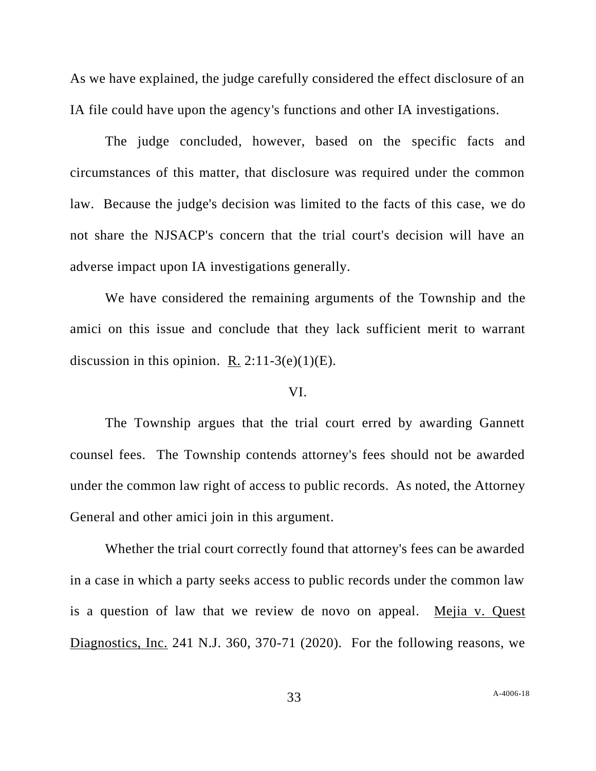As we have explained, the judge carefully considered the effect disclosure of an IA file could have upon the agency's functions and other IA investigations.

The judge concluded, however, based on the specific facts and circumstances of this matter, that disclosure was required under the common law. Because the judge's decision was limited to the facts of this case, we do not share the NJSACP's concern that the trial court's decision will have an adverse impact upon IA investigations generally.

We have considered the remaining arguments of the Township and the amici on this issue and conclude that they lack sufficient merit to warrant discussion in this opinion. R. 2:11-3(e)(1)(E).

VI.

The Township argues that the trial court erred by awarding Gannett counsel fees. The Township contends attorney's fees should not be awarded under the common law right of access to public records. As noted, the Attorney General and other amici join in this argument.

Whether the trial court correctly found that attorney's fees can be awarded in a case in which a party seeks access to public records under the common law is a question of law that we review de novo on appeal. Mejia v. Quest Diagnostics, Inc. 241 N.J. 360, 370-71 (2020). For the following reasons, we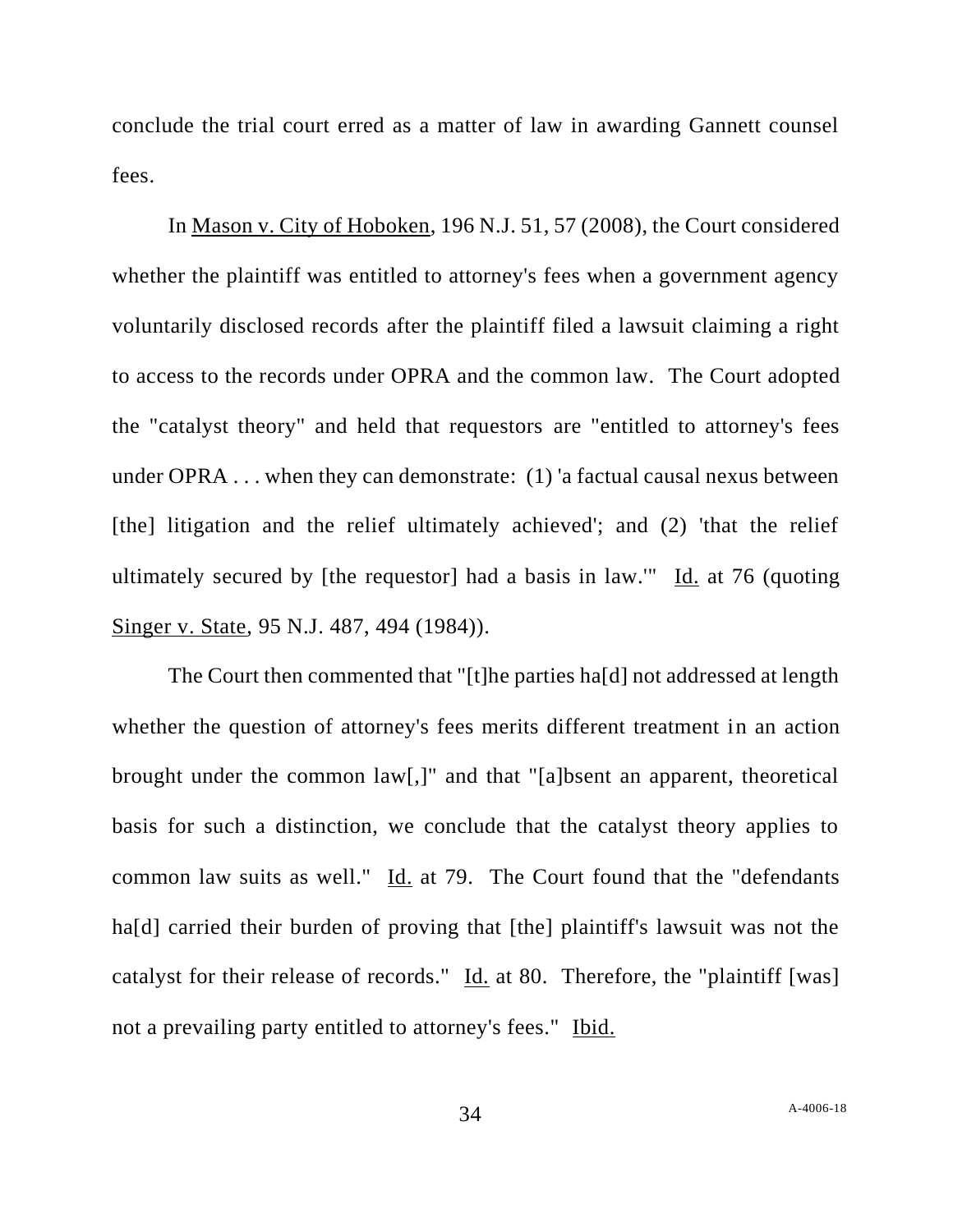conclude the trial court erred as a matter of law in awarding Gannett counsel fees.

In Mason v. City of Hoboken, 196 N.J. 51, 57 (2008), the Court considered whether the plaintiff was entitled to attorney's fees when a government agency voluntarily disclosed records after the plaintiff filed a lawsuit claiming a right to access to the records under OPRA and the common law. The Court adopted the "catalyst theory" and held that requestors are "entitled to attorney's fees under OPRA . . . when they can demonstrate: (1) 'a factual causal nexus between [the] litigation and the relief ultimately achieved'; and (2) 'that the relief ultimately secured by [the requestor] had a basis in law.'" Id. at 76 (quoting Singer v. State, 95 N.J. 487, 494 (1984)).

The Court then commented that "[t]he parties ha[d] not addressed at length whether the question of attorney's fees merits different treatment in an action brought under the common law[,]" and that "[a]bsent an apparent, theoretical basis for such a distinction, we conclude that the catalyst theory applies to common law suits as well." Id. at 79. The Court found that the "defendants ha[d] carried their burden of proving that [the] plaintiff's lawsuit was not the catalyst for their release of records." Id. at 80. Therefore, the "plaintiff [was] not a prevailing party entitled to attorney's fees." Ibid.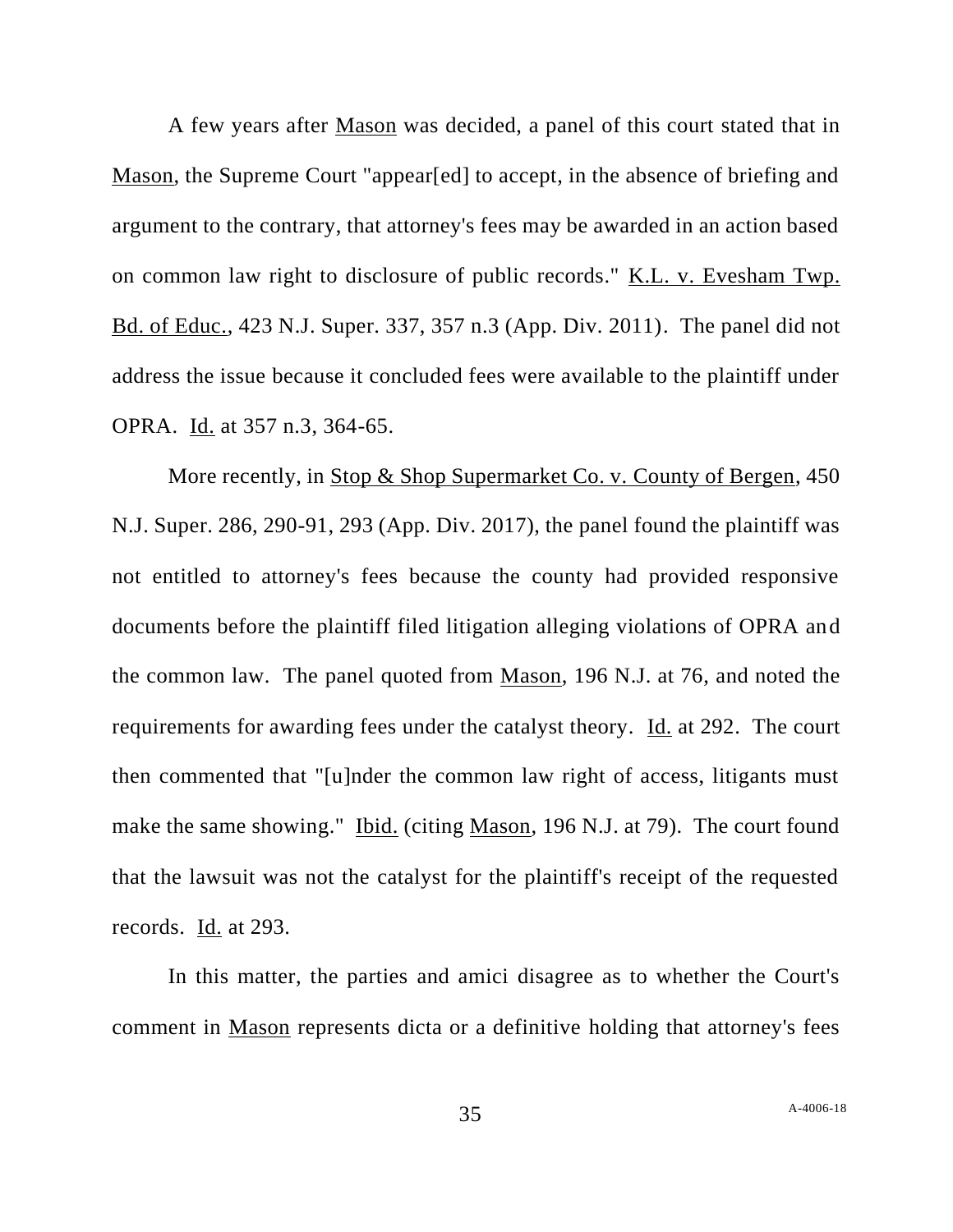A few years after Mason was decided, a panel of this court stated that in Mason, the Supreme Court "appear[ed] to accept, in the absence of briefing and argument to the contrary, that attorney's fees may be awarded in an action based on common law right to disclosure of public records." K.L. v. Evesham Twp. Bd. of Educ., 423 N.J. Super. 337, 357 n.3 (App. Div. 2011). The panel did not address the issue because it concluded fees were available to the plaintiff under OPRA. Id. at 357 n.3, 364-65.

More recently, in Stop & Shop Supermarket Co. v. County of Bergen, 450 N.J. Super. 286, 290-91, 293 (App. Div. 2017), the panel found the plaintiff was not entitled to attorney's fees because the county had provided responsive documents before the plaintiff filed litigation alleging violations of OPRA and the common law. The panel quoted from Mason, 196 N.J. at 76, and noted the requirements for awarding fees under the catalyst theory. Id. at 292. The court then commented that "[u]nder the common law right of access, litigants must make the same showing." Ibid. (citing Mason, 196 N.J. at 79). The court found that the lawsuit was not the catalyst for the plaintiff's receipt of the requested records. Id. at 293.

In this matter, the parties and amici disagree as to whether the Court's comment in Mason represents dicta or a definitive holding that attorney's fees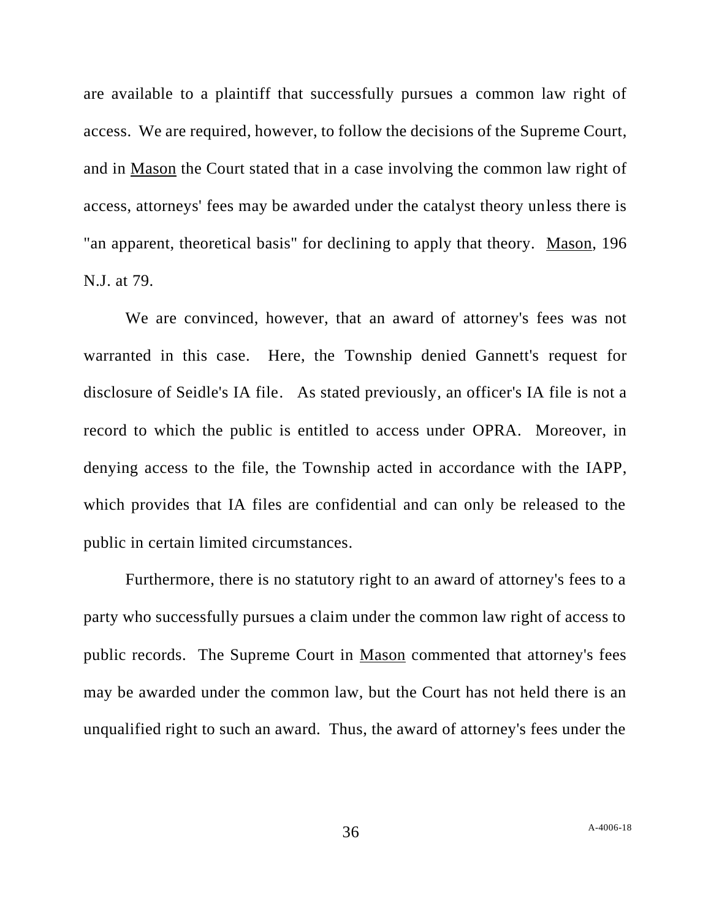are available to a plaintiff that successfully pursues a common law right of access. We are required, however, to follow the decisions of the Supreme Court, and in Mason the Court stated that in a case involving the common law right of access, attorneys' fees may be awarded under the catalyst theory unless there is "an apparent, theoretical basis" for declining to apply that theory. Mason, 196 N.J. at 79.

We are convinced, however, that an award of attorney's fees was not warranted in this case. Here, the Township denied Gannett's request for disclosure of Seidle's IA file. As stated previously, an officer's IA file is not a record to which the public is entitled to access under OPRA. Moreover, in denying access to the file, the Township acted in accordance with the IAPP, which provides that IA files are confidential and can only be released to the public in certain limited circumstances.

Furthermore, there is no statutory right to an award of attorney's fees to a party who successfully pursues a claim under the common law right of access to public records. The Supreme Court in Mason commented that attorney's fees may be awarded under the common law, but the Court has not held there is an unqualified right to such an award. Thus, the award of attorney's fees under the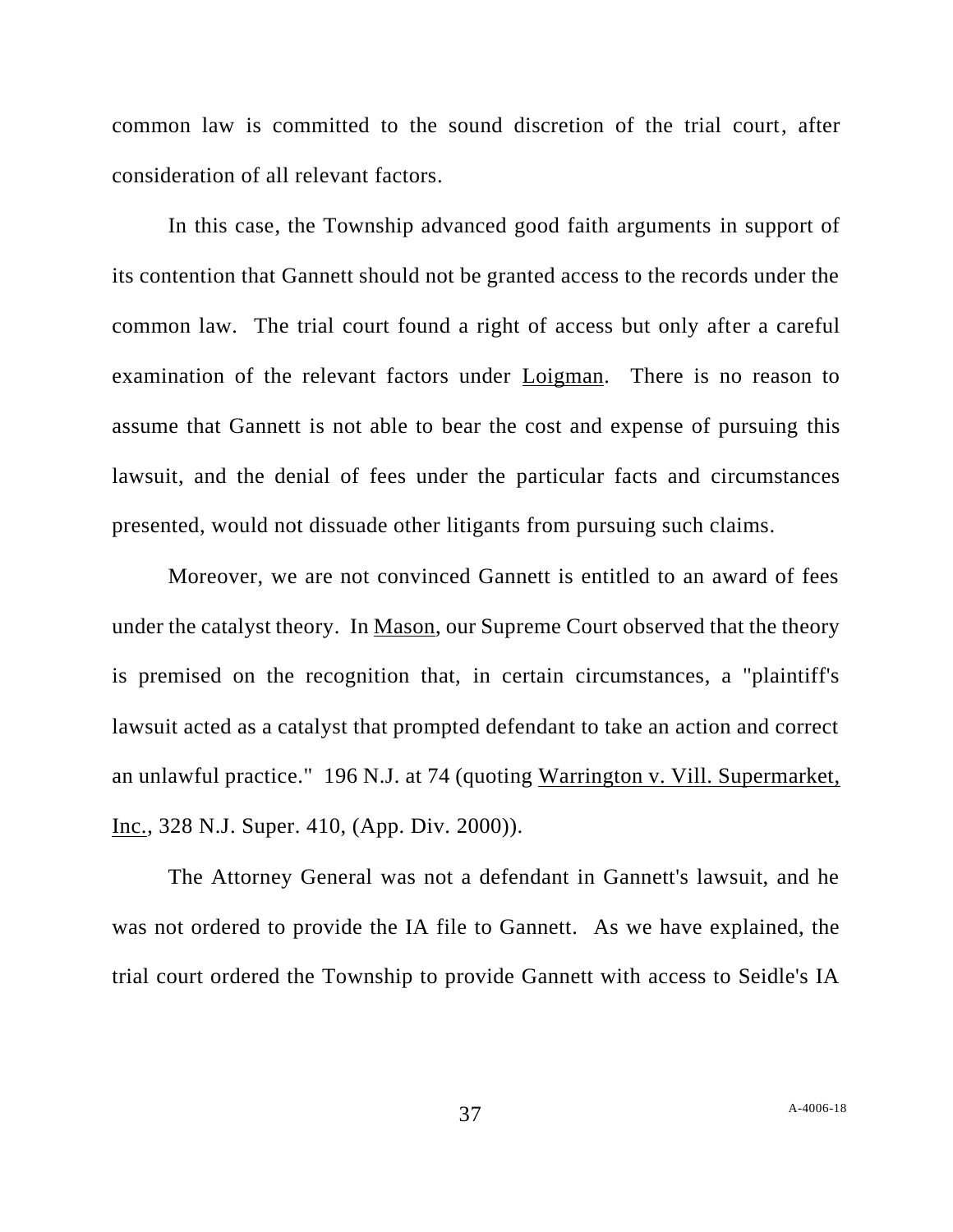common law is committed to the sound discretion of the trial court, after consideration of all relevant factors.

In this case, the Township advanced good faith arguments in support of its contention that Gannett should not be granted access to the records under the common law. The trial court found a right of access but only after a careful examination of the relevant factors under Loigman. There is no reason to assume that Gannett is not able to bear the cost and expense of pursuing this lawsuit, and the denial of fees under the particular facts and circumstances presented, would not dissuade other litigants from pursuing such claims.

Moreover, we are not convinced Gannett is entitled to an award of fees under the catalyst theory. In Mason, our Supreme Court observed that the theory is premised on the recognition that, in certain circumstances, a "plaintiff's lawsuit acted as a catalyst that prompted defendant to take an action and correct an unlawful practice." 196 N.J. at 74 (quoting Warrington v. Vill. Supermarket, Inc., 328 N.J. Super. 410, (App. Div. 2000)).

The Attorney General was not a defendant in Gannett's lawsuit, and he was not ordered to provide the IA file to Gannett. As we have explained, the trial court ordered the Township to provide Gannett with access to Seidle's IA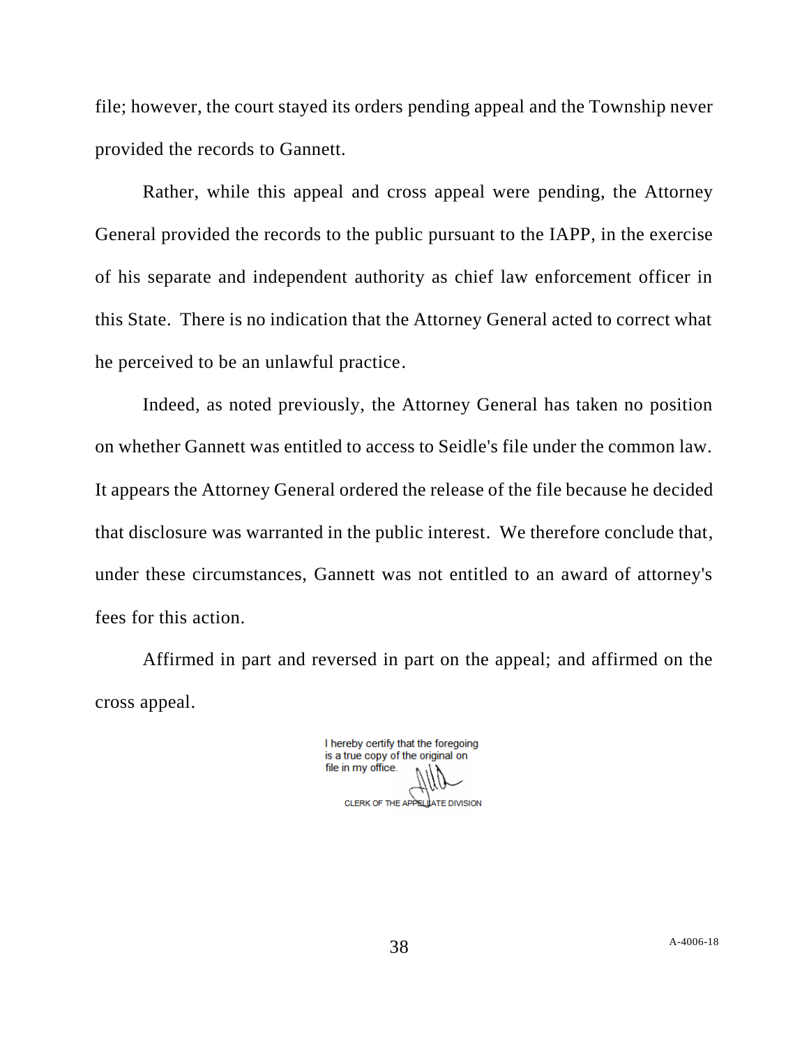file; however, the court stayed its orders pending appeal and the Township never provided the records to Gannett.

Rather, while this appeal and cross appeal were pending, the Attorney General provided the records to the public pursuant to the IAPP, in the exercise of his separate and independent authority as chief law enforcement officer in this State. There is no indication that the Attorney General acted to correct what he perceived to be an unlawful practice.

Indeed, as noted previously, the Attorney General has taken no position on whether Gannett was entitled to access to Seidle's file under the common law. It appears the Attorney General ordered the release of the file because he decided that disclosure was warranted in the public interest. We therefore conclude that, under these circumstances, Gannett was not entitled to an award of attorney's fees for this action.

Affirmed in part and reversed in part on the appeal; and affirmed on the cross appeal.

I hereby certify that the foregoing is a true copy of the original on file in my office.

CLERK OF THE APPELLATE DIVISION

A-4006-18